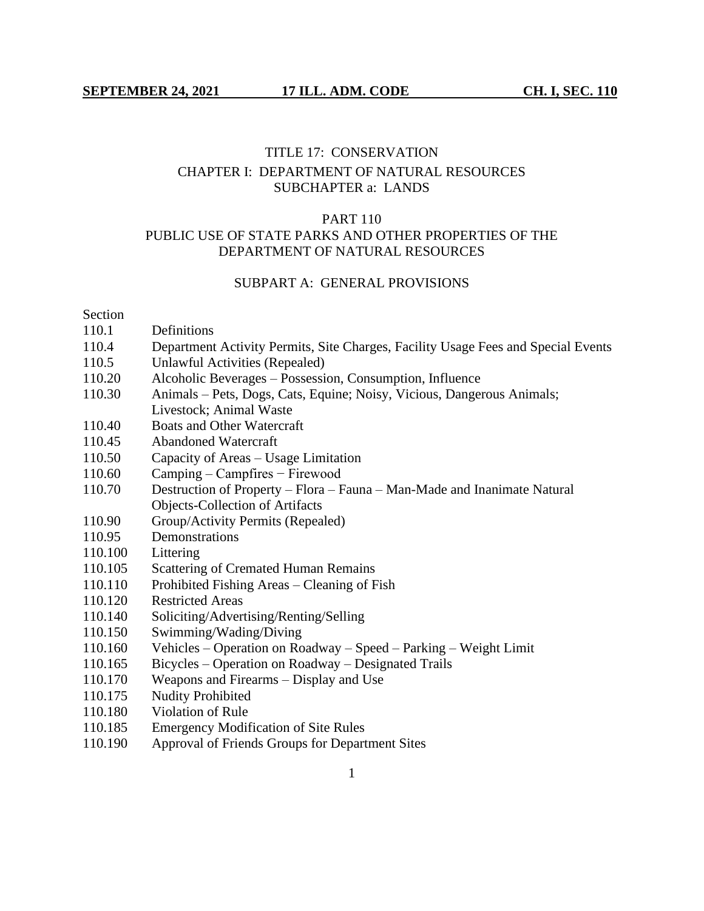TITLE 17: CONSERVATION

CHAPTER I: DEPARTMENT OF NATURAL RESOURCES

SUBCHAPTER a: LANDS

# PART 110
# PUBLIC USE OF STATE PARKS AND OTHER PROPERTIES OF THE DEPARTMENT OF NATURAL RESOURCES

## SUBPART A: GENERAL PROVISIONS

| Section | |
|---|---|
| 110.1 | Definitions |
| 110.4 | Department Activity Permits, Site Charges, Facility Usage Fees and Special Events |
| 110.5 | Unlawful Activities (Repealed) |
| 110.20 | Alcoholic Beverages – Possession, Consumption, Influence |
| 110.30 | Animals – Pets, Dogs, Cats, Equine; Noisy, Vicious, Dangerous Animals; Livestock; Animal Waste |
| 110.40 | Boats and Other Watercraft |
| 110.45 | Abandoned Watercraft |
| 110.50 | Capacity of Areas – Usage Limitation |
| 110.60 | Camping – Campfires − Firewood |
| 110.70 | Destruction of Property – Flora – Fauna – Man-Made and Inanimate Natural Objects-Collection of Artifacts |
| 110.90 | Group/Activity Permits (Repealed) |
| 110.95 | Demonstrations |
| 110.100 | Littering |
| 110.105 | Scattering of Cremated Human Remains |
| 110.110 | Prohibited Fishing Areas – Cleaning of Fish |
| 110.120 | Restricted Areas |
| 110.140 | Soliciting/Advertising/Renting/Selling |
| 110.150 | Swimming/Wading/Diving |
| 110.160 | Vehicles – Operation on Roadway – Speed – Parking – Weight Limit |
| 110.165 | Bicycles – Operation on Roadway – Designated Trails |
| 110.170 | Weapons and Firearms – Display and Use |
| 110.175 | Nudity Prohibited |
| 110.180 | Violation of Rule |
| 110.185 | Emergency Modification of Site Rules |
| 110.190 | Approval of Friends Groups for Department Sites |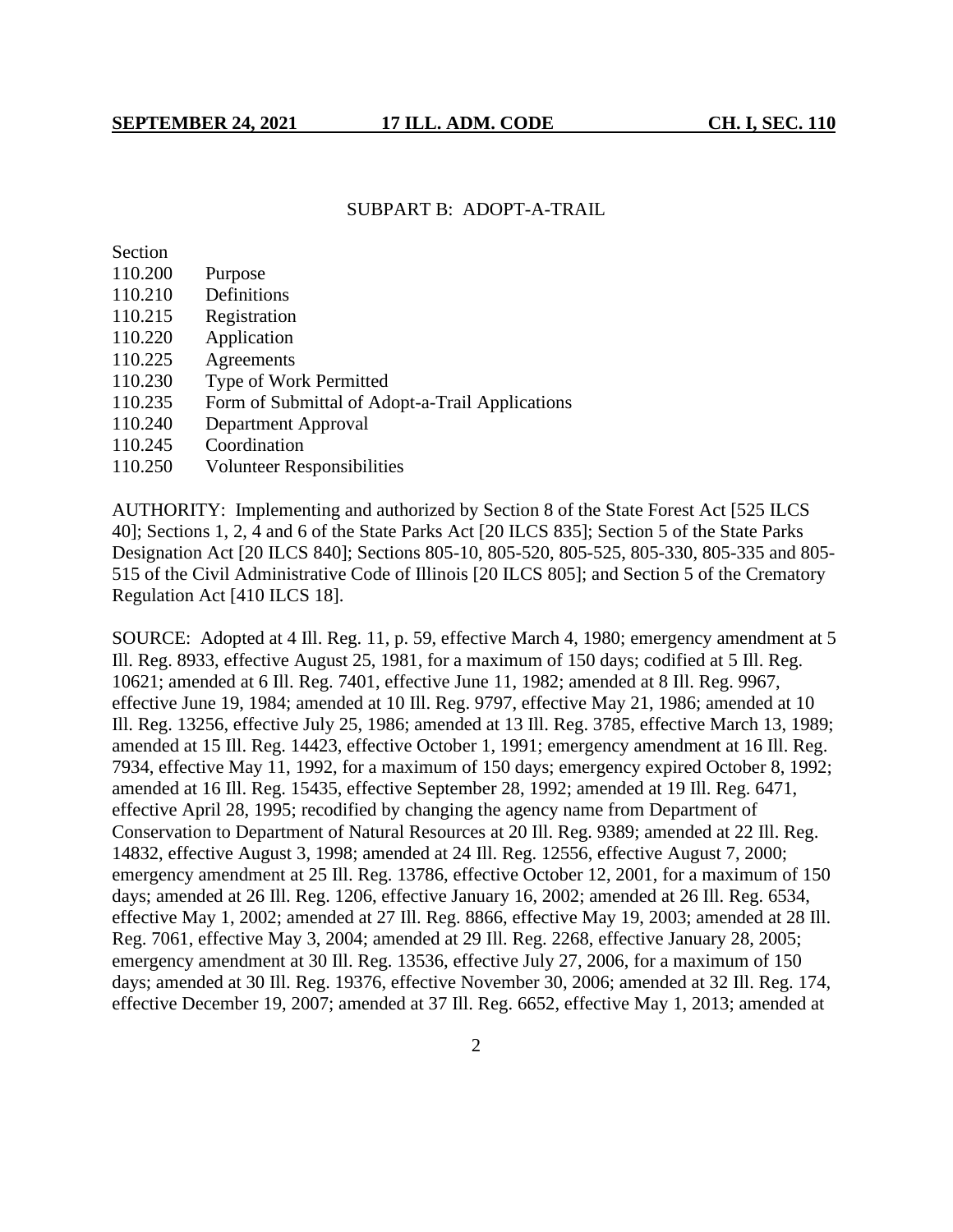## SUBPART B: ADOPT-A-TRAIL

Section
110.200 Purpose
110.210 Definitions
110.215 Registration
110.220 Application
110.225 Agreements
110.230 Type of Work Permitted
110.235 Form of Submittal of Adopt-a-Trail Applications
110.240 Department Approval
110.245 Coordination
110.250 Volunteer Responsibilities

AUTHORITY: Implementing and authorized by Section 8 of the State Forest Act [525 ILCS 40]; Sections 1, 2, 4 and 6 of the State Parks Act [20 ILCS 835]; Section 5 of the State Parks Designation Act [20 ILCS 840]; Sections 805-10, 805-520, 805-525, 805-330, 805-335 and 805-515 of the Civil Administrative Code of Illinois [20 ILCS 805]; and Section 5 of the Crematory Regulation Act [410 ILCS 18].

SOURCE: Adopted at 4 Ill. Reg. 11, p. 59, effective March 4, 1980; emergency amendment at 5 Ill. Reg. 8933, effective August 25, 1981, for a maximum of 150 days; codified at 5 Ill. Reg. 10621; amended at 6 Ill. Reg. 7401, effective June 11, 1982; amended at 8 Ill. Reg. 9967, effective June 19, 1984; amended at 10 Ill. Reg. 9797, effective May 21, 1986; amended at 10 Ill. Reg. 13256, effective July 25, 1986; amended at 13 Ill. Reg. 3785, effective March 13, 1989; amended at 15 Ill. Reg. 14423, effective October 1, 1991; emergency amendment at 16 Ill. Reg. 7934, effective May 11, 1992, for a maximum of 150 days; emergency expired October 8, 1992; amended at 16 Ill. Reg. 15435, effective September 28, 1992; amended at 19 Ill. Reg. 6471, effective April 28, 1995; recodified by changing the agency name from Department of Conservation to Department of Natural Resources at 20 Ill. Reg. 9389; amended at 22 Ill. Reg. 14832, effective August 3, 1998; amended at 24 Ill. Reg. 12556, effective August 7, 2000; emergency amendment at 25 Ill. Reg. 13786, effective October 12, 2001, for a maximum of 150 days; amended at 26 Ill. Reg. 1206, effective January 16, 2002; amended at 26 Ill. Reg. 6534, effective May 1, 2002; amended at 27 Ill. Reg. 8866, effective May 19, 2003; amended at 28 Ill. Reg. 7061, effective May 3, 2004; amended at 29 Ill. Reg. 2268, effective January 28, 2005; emergency amendment at 30 Ill. Reg. 13536, effective July 27, 2006, for a maximum of 150 days; amended at 30 Ill. Reg. 19376, effective November 30, 2006; amended at 32 Ill. Reg. 174, effective December 19, 2007; amended at 37 Ill. Reg. 6652, effective May 1, 2013; amended at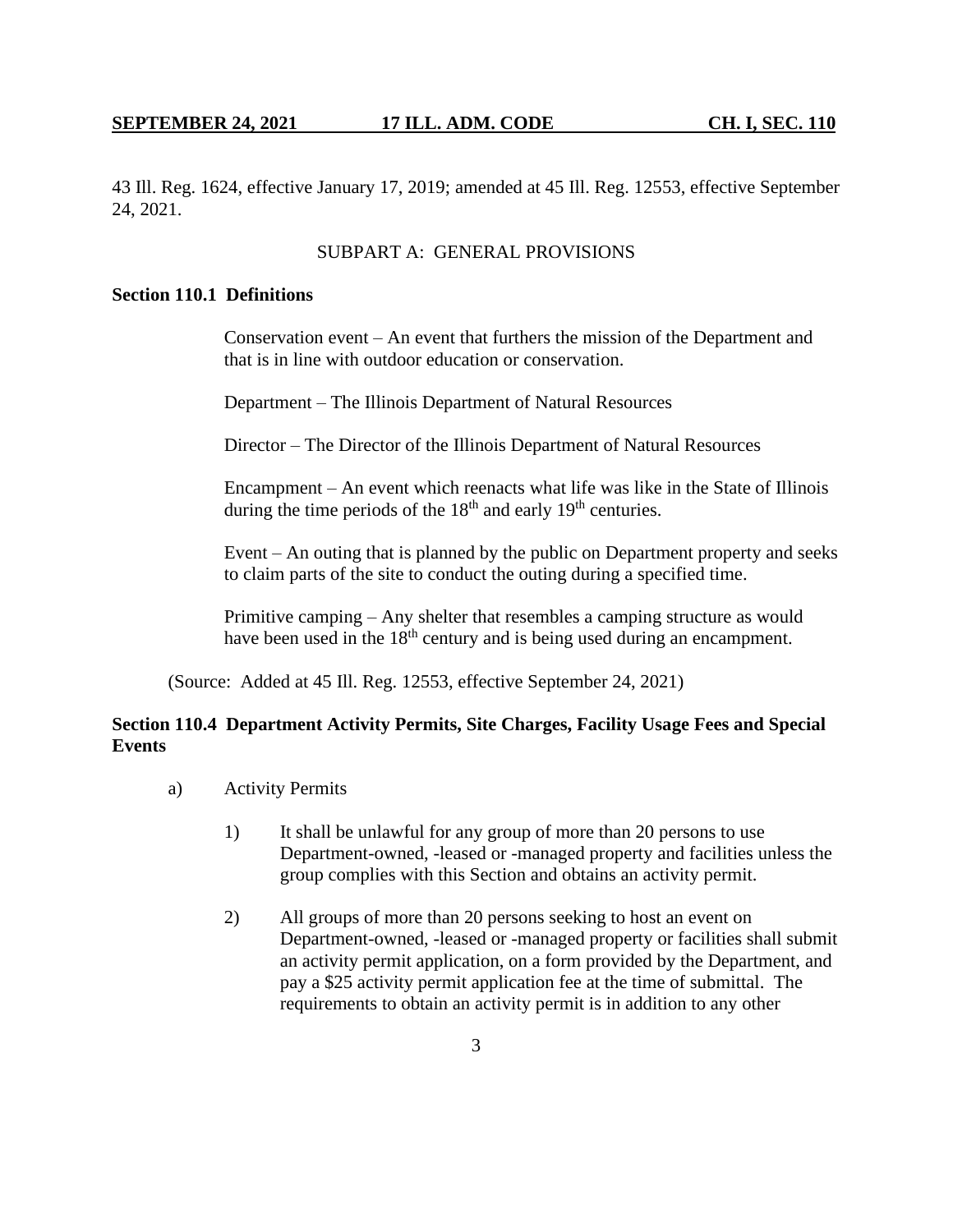43 Ill. Reg. 1624, effective January 17, 2019; amended at 45 Ill. Reg. 12553, effective September 24, 2021.

SUBPART A: GENERAL PROVISIONS

**Section 110.1 Definitions**

Conservation event – An event that furthers the mission of the Department and that is in line with outdoor education or conservation.

Department – The Illinois Department of Natural Resources

Director – The Director of the Illinois Department of Natural Resources

Encampment – An event which reenacts what life was like in the State of Illinois during the time periods of the 18th and early 19th centuries.

Event – An outing that is planned by the public on Department property and seeks to claim parts of the site to conduct the outing during a specified time.

Primitive camping – Any shelter that resembles a camping structure as would have been used in the 18th century and is being used during an encampment.

(Source: Added at 45 Ill. Reg. 12553, effective September 24, 2021)

**Section 110.4 Department Activity Permits, Site Charges, Facility Usage Fees and Special Events**

a) Activity Permits

1) It shall be unlawful for any group of more than 20 persons to use Department-owned, -leased or -managed property and facilities unless the group complies with this Section and obtains an activity permit.

2) All groups of more than 20 persons seeking to host an event on Department-owned, -leased or -managed property or facilities shall submit an activity permit application, on a form provided by the Department, and pay a $25 activity permit application fee at the time of submittal. The requirements to obtain an activity permit is in addition to any other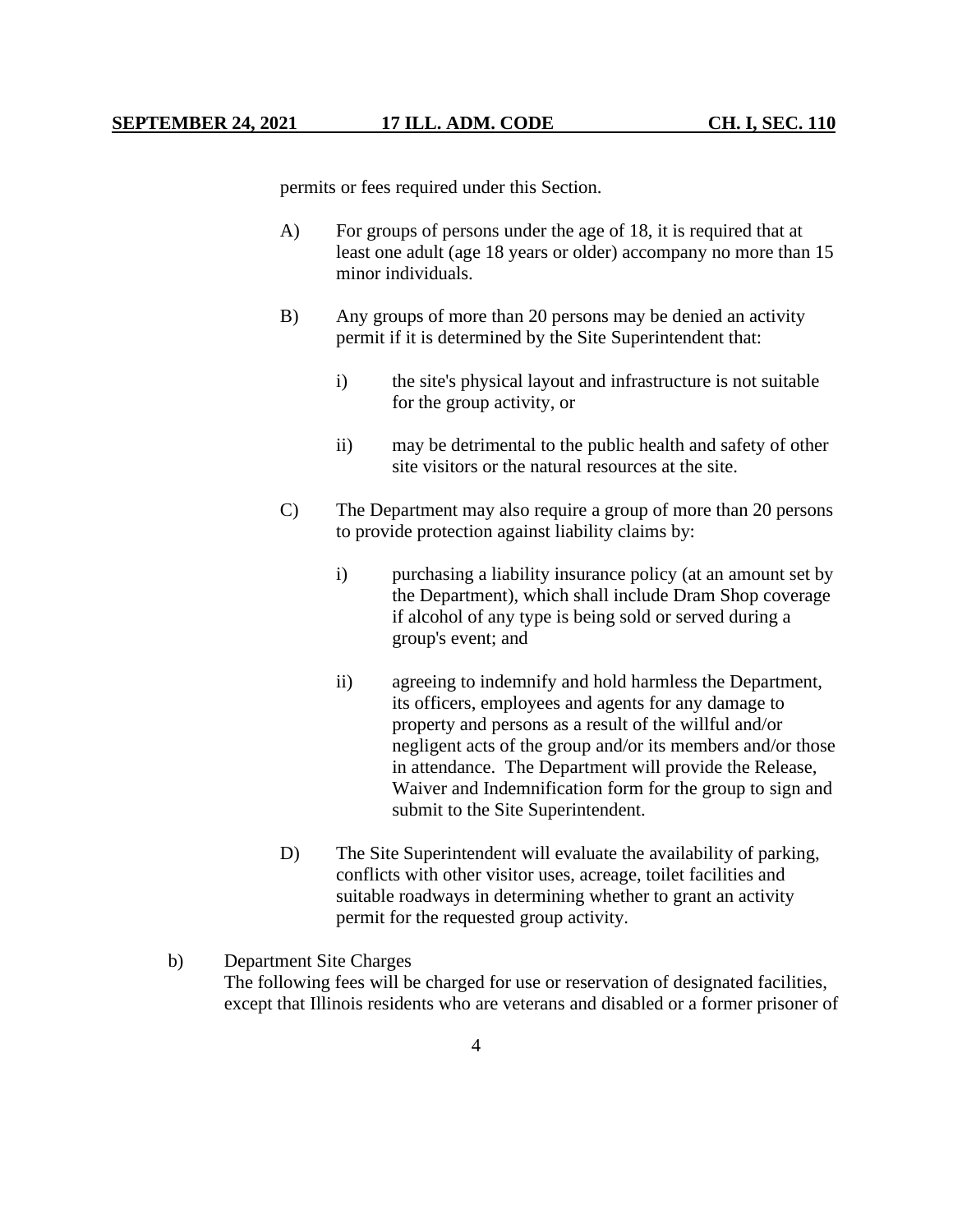permits or fees required under this Section.

A) For groups of persons under the age of 18, it is required that at least one adult (age 18 years or older) accompany no more than 15 minor individuals.

B) Any groups of more than 20 persons may be denied an activity permit if it is determined by the Site Superintendent that:

i) the site's physical layout and infrastructure is not suitable for the group activity, or

ii) may be detrimental to the public health and safety of other site visitors or the natural resources at the site.

C) The Department may also require a group of more than 20 persons to provide protection against liability claims by:

i) purchasing a liability insurance policy (at an amount set by the Department), which shall include Dram Shop coverage if alcohol of any type is being sold or served during a group's event; and

ii) agreeing to indemnify and hold harmless the Department, its officers, employees and agents for any damage to property and persons as a result of the willful and/or negligent acts of the group and/or its members and/or those in attendance. The Department will provide the Release, Waiver and Indemnification form for the group to sign and submit to the Site Superintendent.

D) The Site Superintendent will evaluate the availability of parking, conflicts with other visitor uses, acreage, toilet facilities and suitable roadways in determining whether to grant an activity permit for the requested group activity.

b) Department Site Charges
The following fees will be charged for use or reservation of designated facilities, except that Illinois residents who are veterans and disabled or a former prisoner of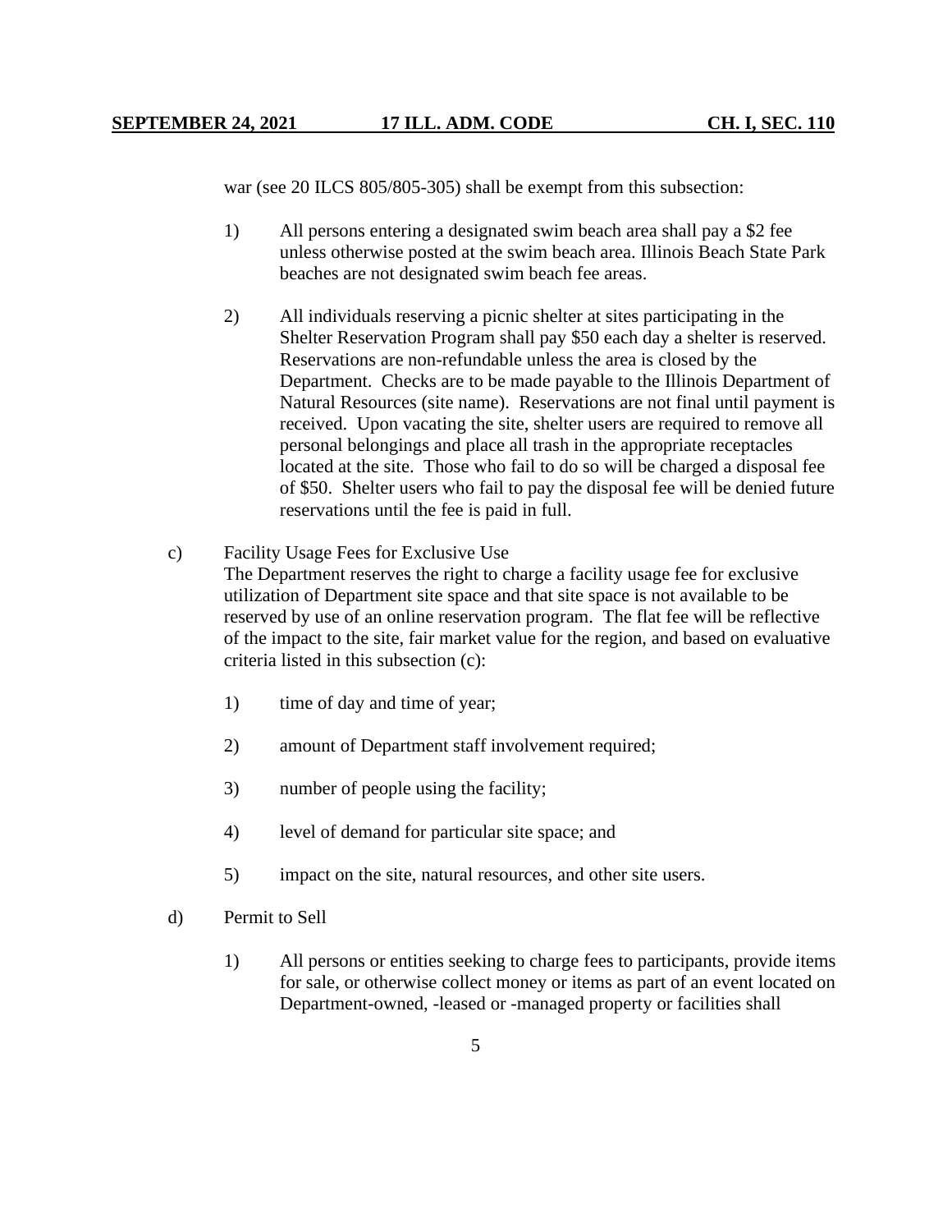war (see 20 ILCS 805/805-305) shall be exempt from this subsection:

1) All persons entering a designated swim beach area shall pay a $2 fee unless otherwise posted at the swim beach area. Illinois Beach State Park beaches are not designated swim beach fee areas.

2) All individuals reserving a picnic shelter at sites participating in the Shelter Reservation Program shall pay $50 each day a shelter is reserved. Reservations are non-refundable unless the area is closed by the Department. Checks are to be made payable to the Illinois Department of Natural Resources (site name). Reservations are not final until payment is received. Upon vacating the site, shelter users are required to remove all personal belongings and place all trash in the appropriate receptacles located at the site. Those who fail to do so will be charged a disposal fee of $50. Shelter users who fail to pay the disposal fee will be denied future reservations until the fee is paid in full.

c) Facility Usage Fees for Exclusive Use
The Department reserves the right to charge a facility usage fee for exclusive utilization of Department site space and that site space is not available to be reserved by use of an online reservation program. The flat fee will be reflective of the impact to the site, fair market value for the region, and based on evaluative criteria listed in this subsection (c):

1) time of day and time of year;

2) amount of Department staff involvement required;

3) number of people using the facility;

4) level of demand for particular site space; and

5) impact on the site, natural resources, and other site users.

d) Permit to Sell

1) All persons or entities seeking to charge fees to participants, provide items for sale, or otherwise collect money or items as part of an event located on Department-owned, -leased or -managed property or facilities shall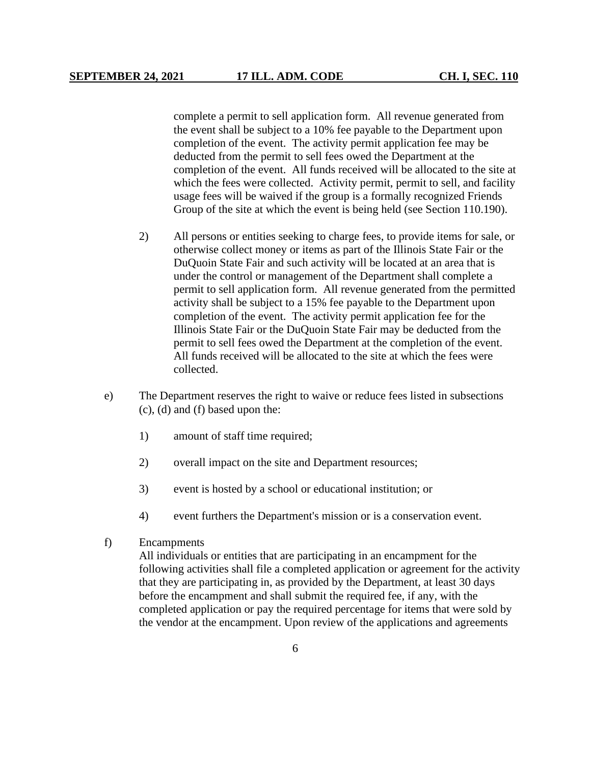complete a permit to sell application form. All revenue generated from the event shall be subject to a 10% fee payable to the Department upon completion of the event. The activity permit application fee may be deducted from the permit to sell fees owed the Department at the completion of the event. All funds received will be allocated to the site at which the fees were collected. Activity permit, permit to sell, and facility usage fees will be waived if the group is a formally recognized Friends Group of the site at which the event is being held (see Section 110.190).

2) All persons or entities seeking to charge fees, to provide items for sale, or otherwise collect money or items as part of the Illinois State Fair or the DuQuoin State Fair and such activity will be located at an area that is under the control or management of the Department shall complete a permit to sell application form. All revenue generated from the permitted activity shall be subject to a 15% fee payable to the Department upon completion of the event. The activity permit application fee for the Illinois State Fair or the DuQuoin State Fair may be deducted from the permit to sell fees owed the Department at the completion of the event. All funds received will be allocated to the site at which the fees were collected.

e) The Department reserves the right to waive or reduce fees listed in subsections (c), (d) and (f) based upon the:

1) amount of staff time required;

2) overall impact on the site and Department resources;

3) event is hosted by a school or educational institution; or

4) event furthers the Department's mission or is a conservation event.

f) Encampments

All individuals or entities that are participating in an encampment for the following activities shall file a completed application or agreement for the activity that they are participating in, as provided by the Department, at least 30 days before the encampment and shall submit the required fee, if any, with the completed application or pay the required percentage for items that were sold by the vendor at the encampment. Upon review of the applications and agreements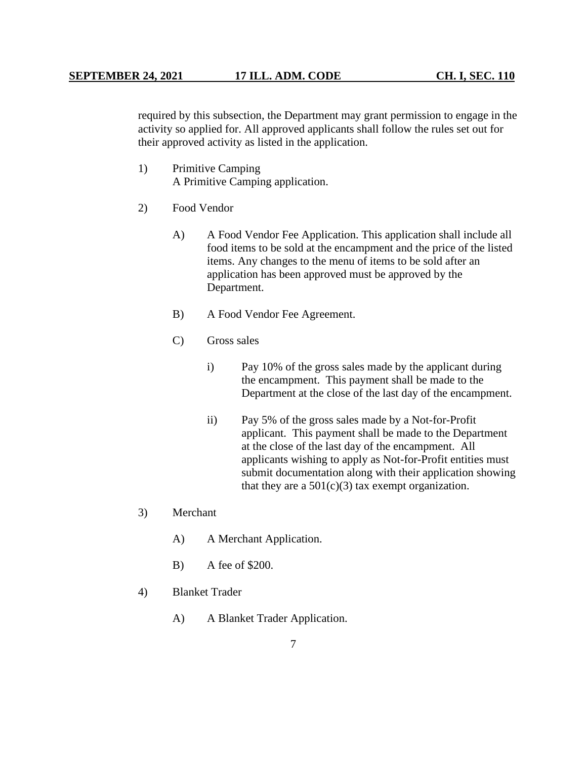required by this subsection, the Department may grant permission to engage in the activity so applied for. All approved applicants shall follow the rules set out for their approved activity as listed in the application.

1) Primitive Camping
   A Primitive Camping application.

2) Food Vendor

   A) A Food Vendor Fee Application. This application shall include all food items to be sold at the encampment and the price of the listed items. Any changes to the menu of items to be sold after an application has been approved must be approved by the Department.

   B) A Food Vendor Fee Agreement.

   C) Gross sales

      i) Pay 10% of the gross sales made by the applicant during the encampment. This payment shall be made to the Department at the close of the last day of the encampment.

      ii) Pay 5% of the gross sales made by a Not-for-Profit applicant. This payment shall be made to the Department at the close of the last day of the encampment. All applicants wishing to apply as Not-for-Profit entities must submit documentation along with their application showing that they are a 501(c)(3) tax exempt organization.

3) Merchant

   A) A Merchant Application.

   B) A fee of $200.

4) Blanket Trader

   A) A Blanket Trader Application.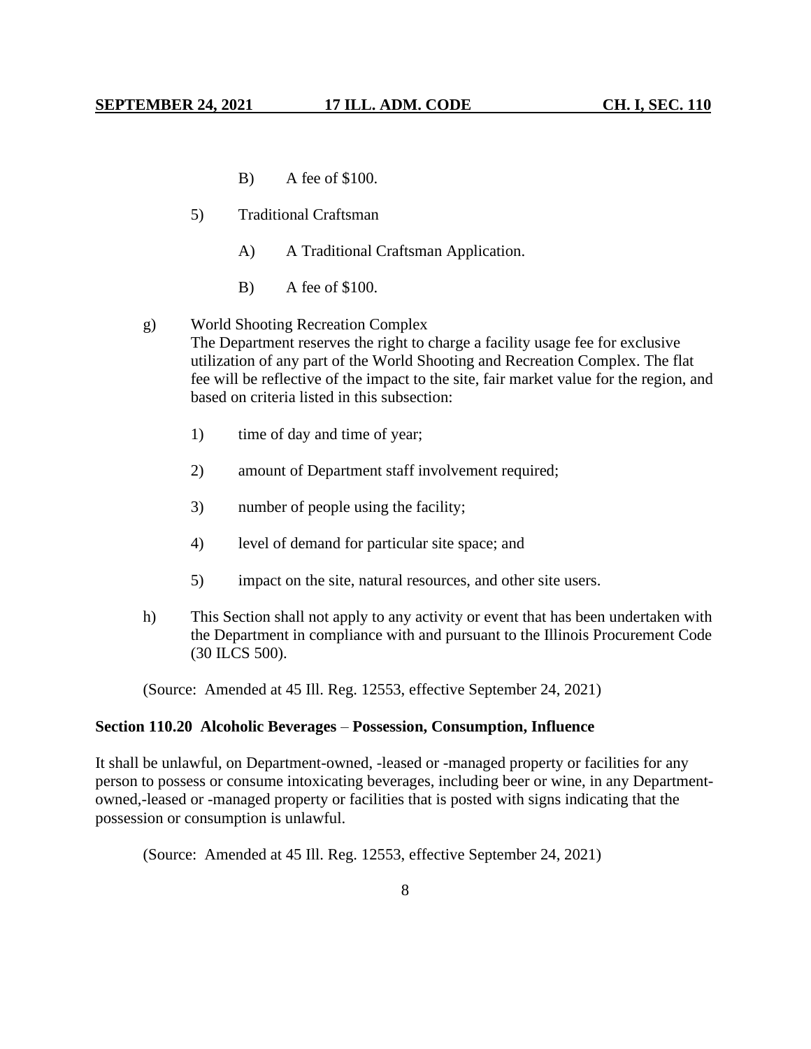B) A fee of $100.

5) Traditional Craftsman

A) A Traditional Craftsman Application.

B) A fee of $100.

g) World Shooting Recreation Complex
The Department reserves the right to charge a facility usage fee for exclusive utilization of any part of the World Shooting and Recreation Complex. The flat fee will be reflective of the impact to the site, fair market value for the region, and based on criteria listed in this subsection:

1) time of day and time of year;

2) amount of Department staff involvement required;

3) number of people using the facility;

4) level of demand for particular site space; and

5) impact on the site, natural resources, and other site users.

h) This Section shall not apply to any activity or event that has been undertaken with the Department in compliance with and pursuant to the Illinois Procurement Code (30 ILCS 500).

(Source: Amended at 45 Ill. Reg. 12553, effective September 24, 2021)

**Section 110.20 Alcoholic Beverages – Possession, Consumption, Influence**

It shall be unlawful, on Department-owned, -leased or -managed property or facilities for any person to possess or consume intoxicating beverages, including beer or wine, in any Department-owned,-leased or -managed property or facilities that is posted with signs indicating that the possession or consumption is unlawful.

(Source: Amended at 45 Ill. Reg. 12553, effective September 24, 2021)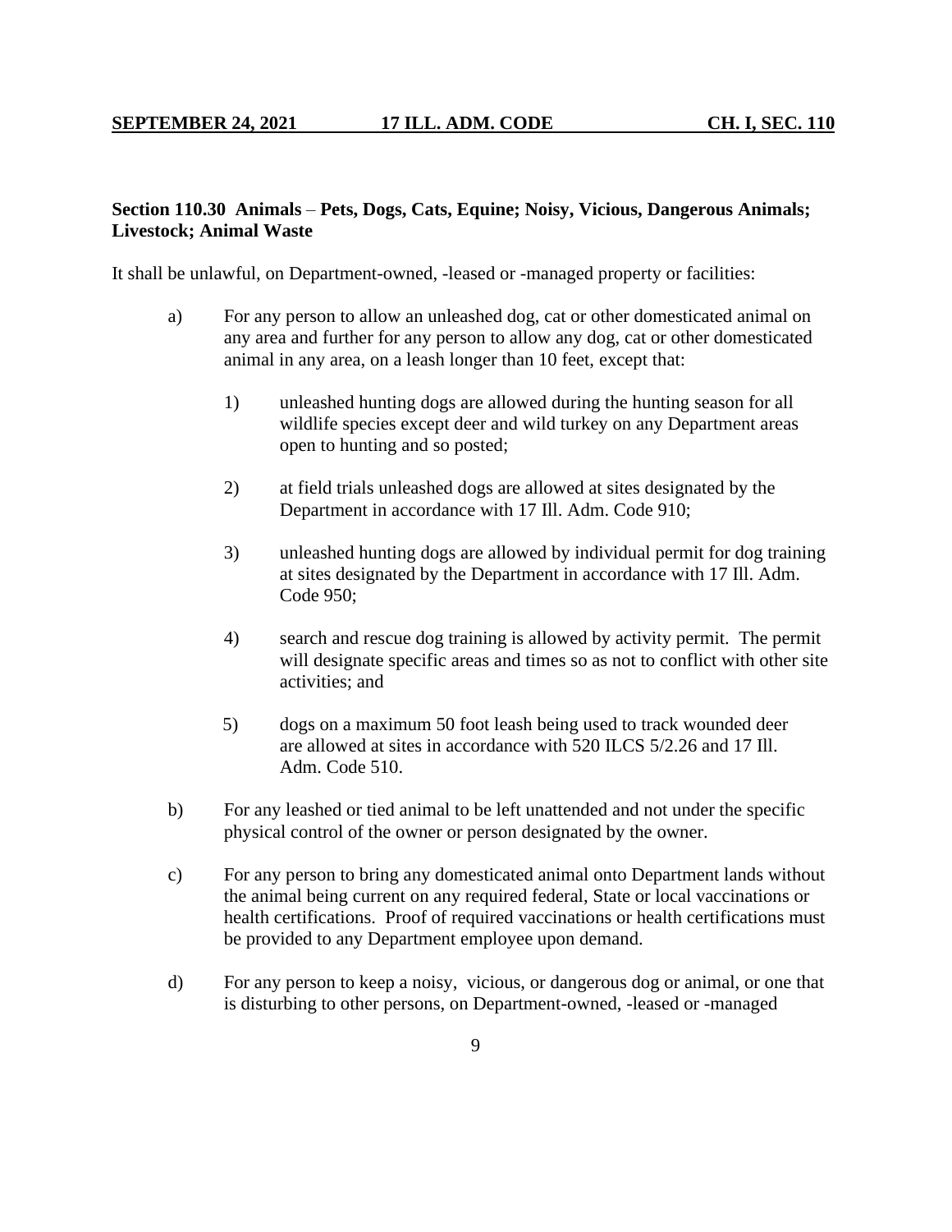**Section 110.30 Animals – Pets, Dogs, Cats, Equine; Noisy, Vicious, Dangerous Animals; Livestock; Animal Waste**

It shall be unlawful, on Department-owned, -leased or -managed property or facilities:

a) For any person to allow an unleashed dog, cat or other domesticated animal on any area and further for any person to allow any dog, cat or other domesticated animal in any area, on a leash longer than 10 feet, except that:

 1) unleashed hunting dogs are allowed during the hunting season for all wildlife species except deer and wild turkey on any Department areas open to hunting and so posted;

 2) at field trials unleashed dogs are allowed at sites designated by the Department in accordance with 17 Ill. Adm. Code 910;

 3) unleashed hunting dogs are allowed by individual permit for dog training at sites designated by the Department in accordance with 17 Ill. Adm. Code 950;

 4) search and rescue dog training is allowed by activity permit. The permit will designate specific areas and times so as not to conflict with other site activities; and

 5) dogs on a maximum 50 foot leash being used to track wounded deer are allowed at sites in accordance with 520 ILCS 5/2.26 and 17 Ill. Adm. Code 510.

b) For any leashed or tied animal to be left unattended and not under the specific physical control of the owner or person designated by the owner.

c) For any person to bring any domesticated animal onto Department lands without the animal being current on any required federal, State or local vaccinations or health certifications. Proof of required vaccinations or health certifications must be provided to any Department employee upon demand.

d) For any person to keep a noisy, vicious, or dangerous dog or animal, or one that is disturbing to other persons, on Department-owned, -leased or -managed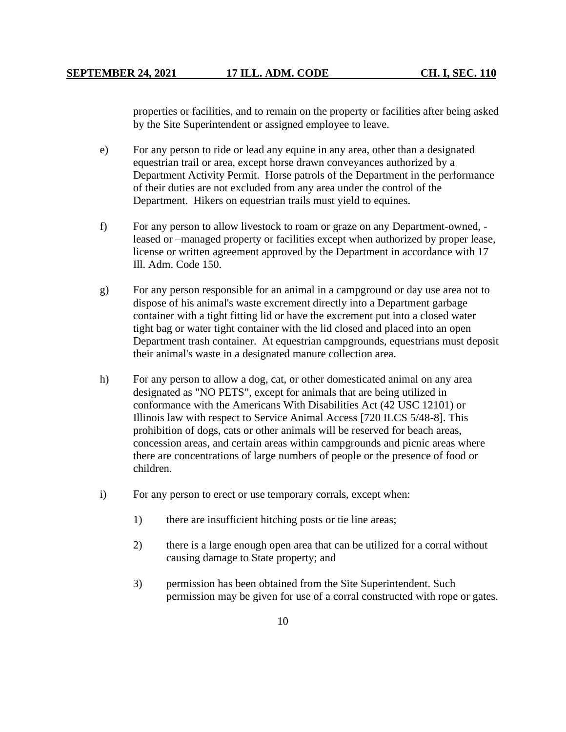properties or facilities, and to remain on the property or facilities after being asked by the Site Superintendent or assigned employee to leave.

e) For any person to ride or lead any equine in any area, other than a designated equestrian trail or area, except horse drawn conveyances authorized by a Department Activity Permit. Horse patrols of the Department in the performance of their duties are not excluded from any area under the control of the Department. Hikers on equestrian trails must yield to equines.

f) For any person to allow livestock to roam or graze on any Department-owned, -leased or –managed property or facilities except when authorized by proper lease, license or written agreement approved by the Department in accordance with 17 Ill. Adm. Code 150.

g) For any person responsible for an animal in a campground or day use area not to dispose of his animal's waste excrement directly into a Department garbage container with a tight fitting lid or have the excrement put into a closed water tight bag or water tight container with the lid closed and placed into an open Department trash container. At equestrian campgrounds, equestrians must deposit their animal's waste in a designated manure collection area.

h) For any person to allow a dog, cat, or other domesticated animal on any area designated as "NO PETS", except for animals that are being utilized in conformance with the Americans With Disabilities Act (42 USC 12101) or Illinois law with respect to Service Animal Access [720 ILCS 5/48-8]. This prohibition of dogs, cats or other animals will be reserved for beach areas, concession areas, and certain areas within campgrounds and picnic areas where there are concentrations of large numbers of people or the presence of food or children.

i) For any person to erect or use temporary corrals, except when:

   1) there are insufficient hitching posts or tie line areas;

   2) there is a large enough open area that can be utilized for a corral without causing damage to State property; and

   3) permission has been obtained from the Site Superintendent. Such permission may be given for use of a corral constructed with rope or gates.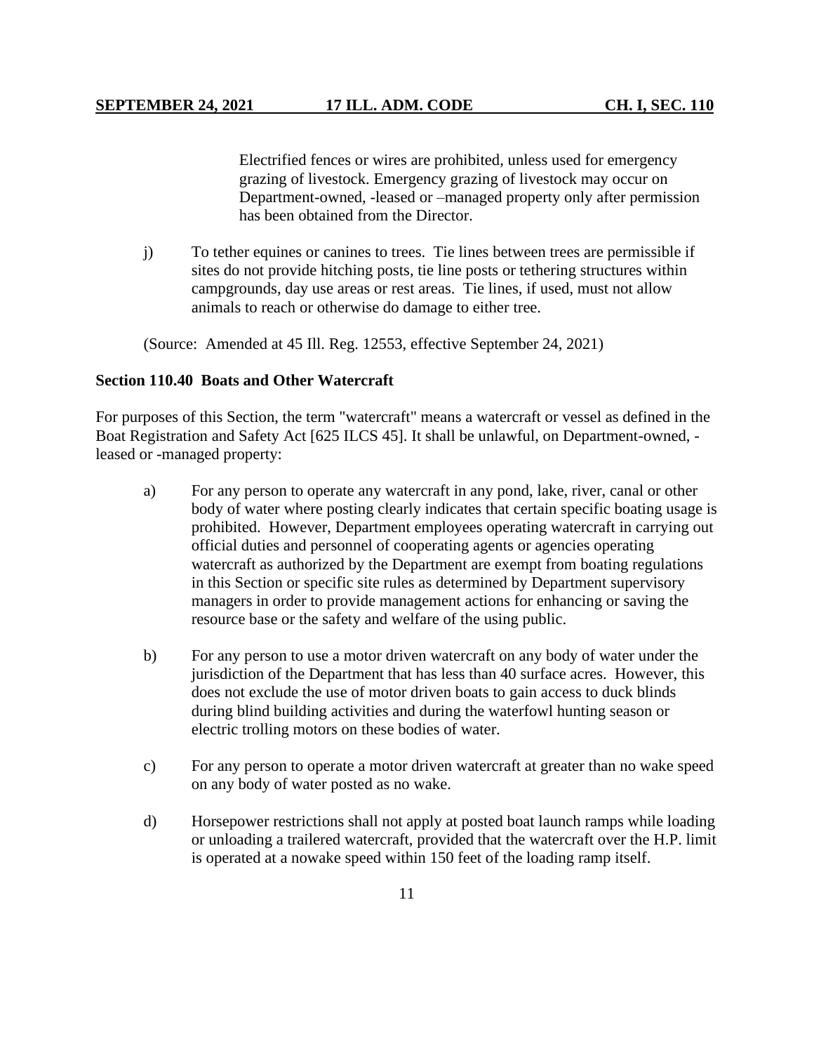Electrified fences or wires are prohibited, unless used for emergency grazing of livestock. Emergency grazing of livestock may occur on Department-owned, -leased or –managed property only after permission has been obtained from the Director.

j) To tether equines or canines to trees. Tie lines between trees are permissible if sites do not provide hitching posts, tie line posts or tethering structures within campgrounds, day use areas or rest areas. Tie lines, if used, must not allow animals to reach or otherwise do damage to either tree.

(Source: Amended at 45 Ill. Reg. 12553, effective September 24, 2021)

**Section 110.40 Boats and Other Watercraft**

For purposes of this Section, the term "watercraft" means a watercraft or vessel as defined in the Boat Registration and Safety Act [625 ILCS 45]. It shall be unlawful, on Department-owned, -leased or -managed property:

a) For any person to operate any watercraft in any pond, lake, river, canal or other body of water where posting clearly indicates that certain specific boating usage is prohibited. However, Department employees operating watercraft in carrying out official duties and personnel of cooperating agents or agencies operating watercraft as authorized by the Department are exempt from boating regulations in this Section or specific site rules as determined by Department supervisory managers in order to provide management actions for enhancing or saving the resource base or the safety and welfare of the using public.

b) For any person to use a motor driven watercraft on any body of water under the jurisdiction of the Department that has less than 40 surface acres. However, this does not exclude the use of motor driven boats to gain access to duck blinds during blind building activities and during the waterfowl hunting season or electric trolling motors on these bodies of water.

c) For any person to operate a motor driven watercraft at greater than no wake speed on any body of water posted as no wake.

d) Horsepower restrictions shall not apply at posted boat launch ramps while loading or unloading a trailered watercraft, provided that the watercraft over the H.P. limit is operated at a nowake speed within 150 feet of the loading ramp itself.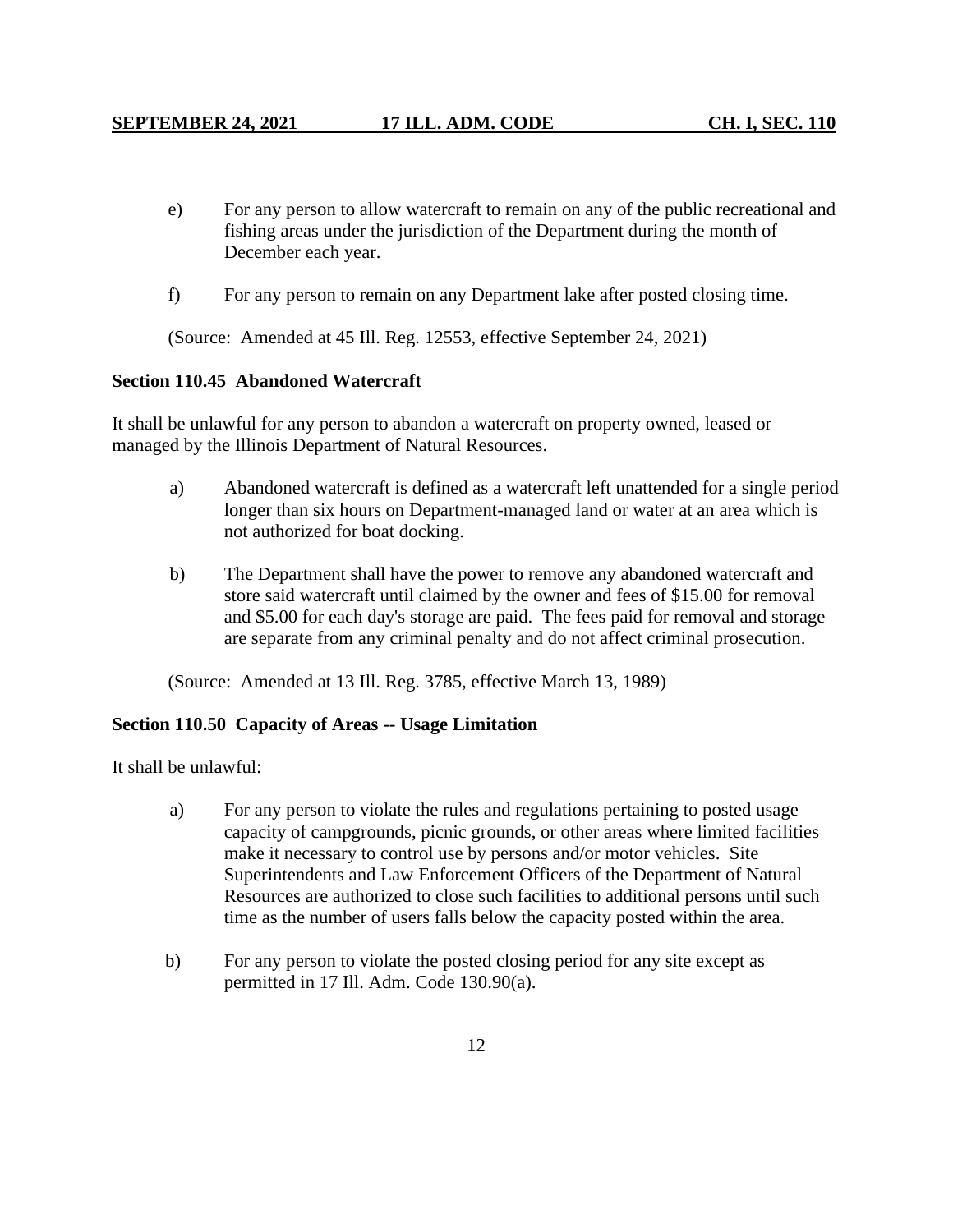e) For any person to allow watercraft to remain on any of the public recreational and fishing areas under the jurisdiction of the Department during the month of December each year.

f) For any person to remain on any Department lake after posted closing time.

(Source: Amended at 45 Ill. Reg. 12553, effective September 24, 2021)

**Section 110.45 Abandoned Watercraft**

It shall be unlawful for any person to abandon a watercraft on property owned, leased or managed by the Illinois Department of Natural Resources.

a) Abandoned watercraft is defined as a watercraft left unattended for a single period longer than six hours on Department-managed land or water at an area which is not authorized for boat docking.

b) The Department shall have the power to remove any abandoned watercraft and store said watercraft until claimed by the owner and fees of $15.00 for removal and $5.00 for each day's storage are paid. The fees paid for removal and storage are separate from any criminal penalty and do not affect criminal prosecution.

(Source: Amended at 13 Ill. Reg. 3785, effective March 13, 1989)

**Section 110.50 Capacity of Areas -- Usage Limitation**

It shall be unlawful:

a) For any person to violate the rules and regulations pertaining to posted usage capacity of campgrounds, picnic grounds, or other areas where limited facilities make it necessary to control use by persons and/or motor vehicles. Site Superintendents and Law Enforcement Officers of the Department of Natural Resources are authorized to close such facilities to additional persons until such time as the number of users falls below the capacity posted within the area.

b) For any person to violate the posted closing period for any site except as permitted in 17 Ill. Adm. Code 130.90(a).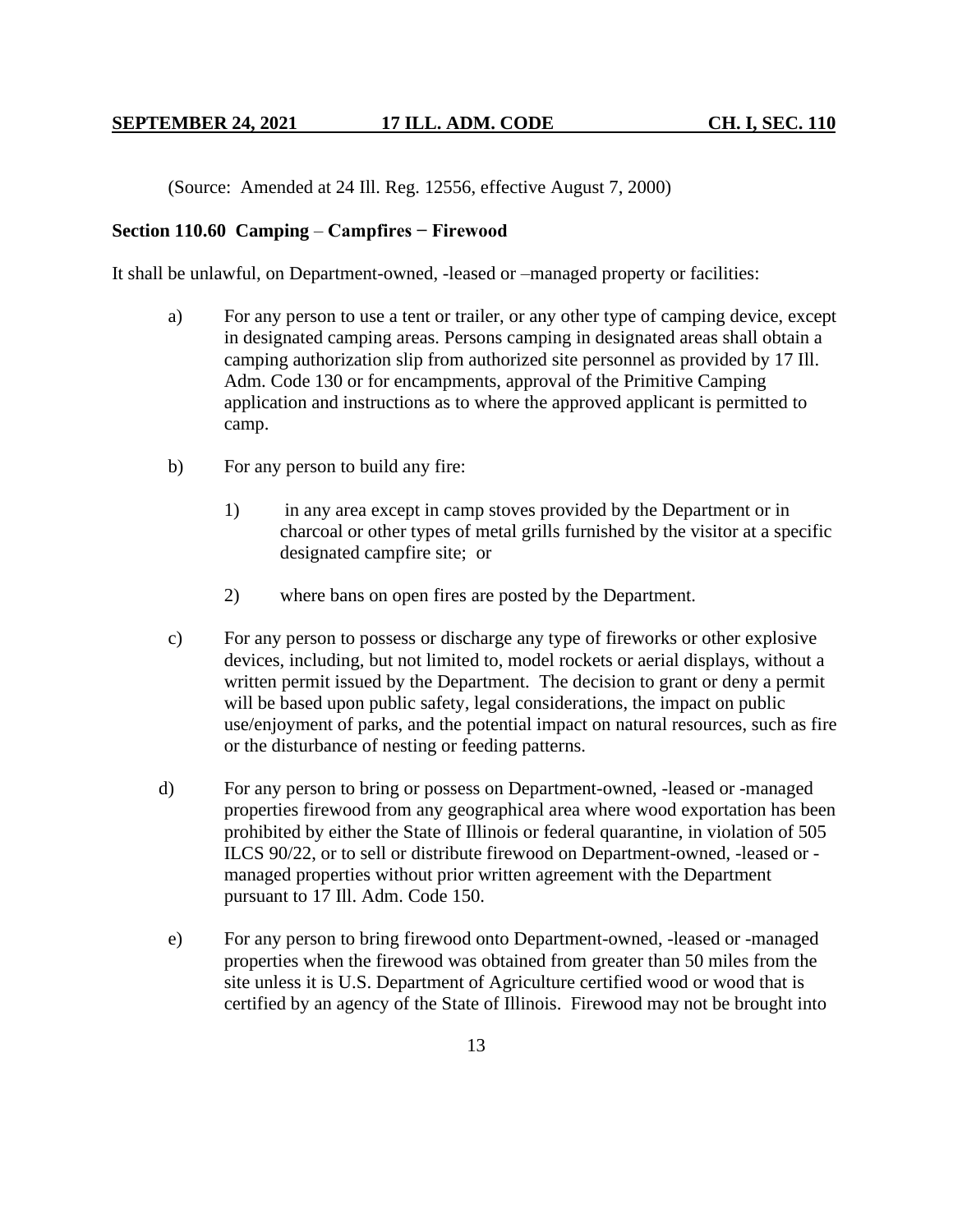(Source: Amended at 24 Ill. Reg. 12556, effective August 7, 2000)

**Section 110.60 Camping – Campfires − Firewood**

It shall be unlawful, on Department-owned, -leased or –managed property or facilities:

a) For any person to use a tent or trailer, or any other type of camping device, except in designated camping areas. Persons camping in designated areas shall obtain a camping authorization slip from authorized site personnel as provided by 17 Ill. Adm. Code 130 or for encampments, approval of the Primitive Camping application and instructions as to where the approved applicant is permitted to camp.

b) For any person to build any fire:

1) in any area except in camp stoves provided by the Department or in charcoal or other types of metal grills furnished by the visitor at a specific designated campfire site; or

2) where bans on open fires are posted by the Department.

c) For any person to possess or discharge any type of fireworks or other explosive devices, including, but not limited to, model rockets or aerial displays, without a written permit issued by the Department. The decision to grant or deny a permit will be based upon public safety, legal considerations, the impact on public use/enjoyment of parks, and the potential impact on natural resources, such as fire or the disturbance of nesting or feeding patterns.

d) For any person to bring or possess on Department-owned, -leased or -managed properties firewood from any geographical area where wood exportation has been prohibited by either the State of Illinois or federal quarantine, in violation of 505 ILCS 90/22, or to sell or distribute firewood on Department-owned, -leased or -managed properties without prior written agreement with the Department pursuant to 17 Ill. Adm. Code 150.

e) For any person to bring firewood onto Department-owned, -leased or -managed properties when the firewood was obtained from greater than 50 miles from the site unless it is U.S. Department of Agriculture certified wood or wood that is certified by an agency of the State of Illinois. Firewood may not be brought into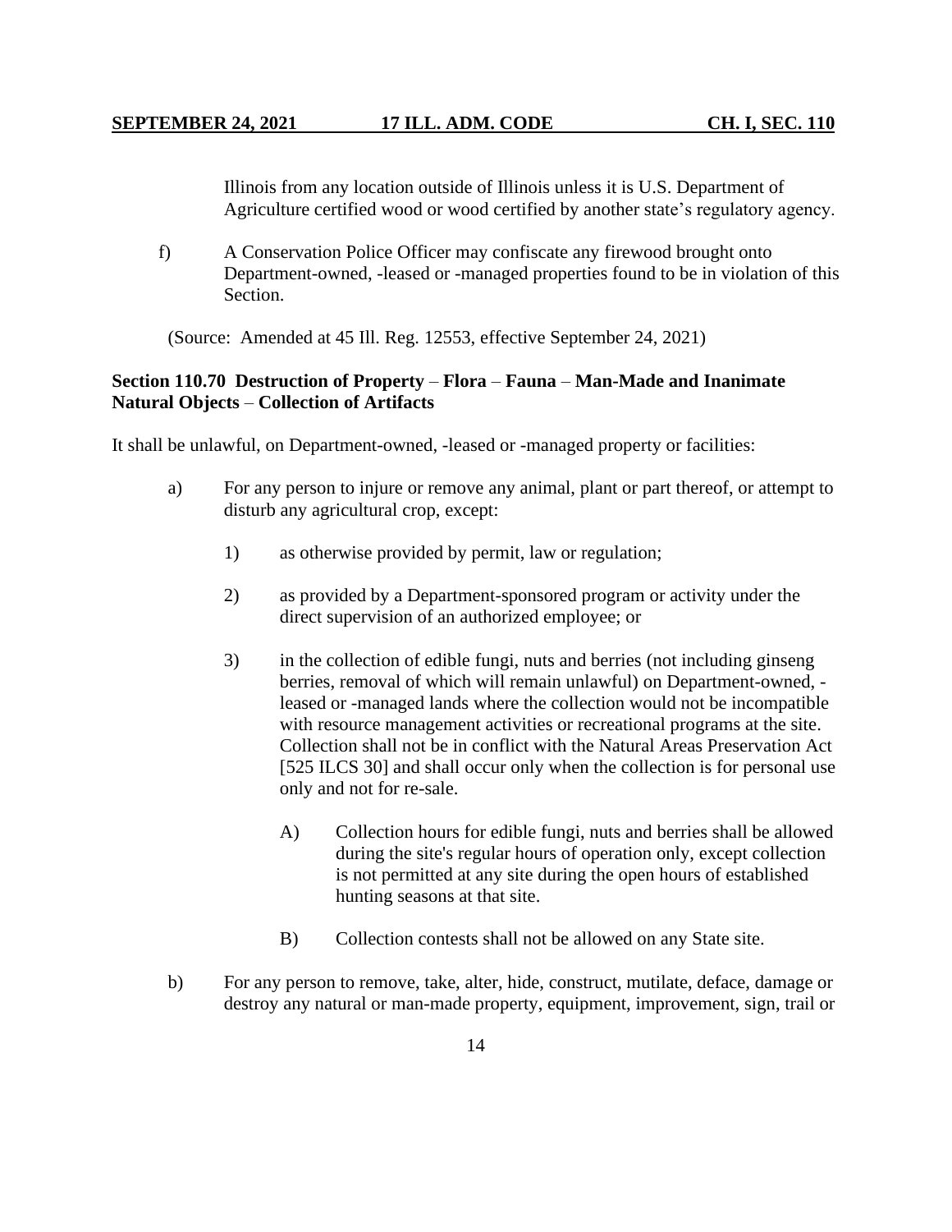Illinois from any location outside of Illinois unless it is U.S. Department of Agriculture certified wood or wood certified by another state's regulatory agency.

f) A Conservation Police Officer may confiscate any firewood brought onto Department-owned, -leased or -managed properties found to be in violation of this Section.

(Source: Amended at 45 Ill. Reg. 12553, effective September 24, 2021)

**Section 110.70 Destruction of Property – Flora – Fauna – Man-Made and Inanimate Natural Objects – Collection of Artifacts**

It shall be unlawful, on Department-owned, -leased or -managed property or facilities:

a) For any person to injure or remove any animal, plant or part thereof, or attempt to disturb any agricultural crop, except:

1) as otherwise provided by permit, law or regulation;

2) as provided by a Department-sponsored program or activity under the direct supervision of an authorized employee; or

3) in the collection of edible fungi, nuts and berries (not including ginseng berries, removal of which will remain unlawful) on Department-owned, -leased or -managed lands where the collection would not be incompatible with resource management activities or recreational programs at the site. Collection shall not be in conflict with the Natural Areas Preservation Act [525 ILCS 30] and shall occur only when the collection is for personal use only and not for re-sale.

A) Collection hours for edible fungi, nuts and berries shall be allowed during the site's regular hours of operation only, except collection is not permitted at any site during the open hours of established hunting seasons at that site.

B) Collection contests shall not be allowed on any State site.

b) For any person to remove, take, alter, hide, construct, mutilate, deface, damage or destroy any natural or man-made property, equipment, improvement, sign, trail or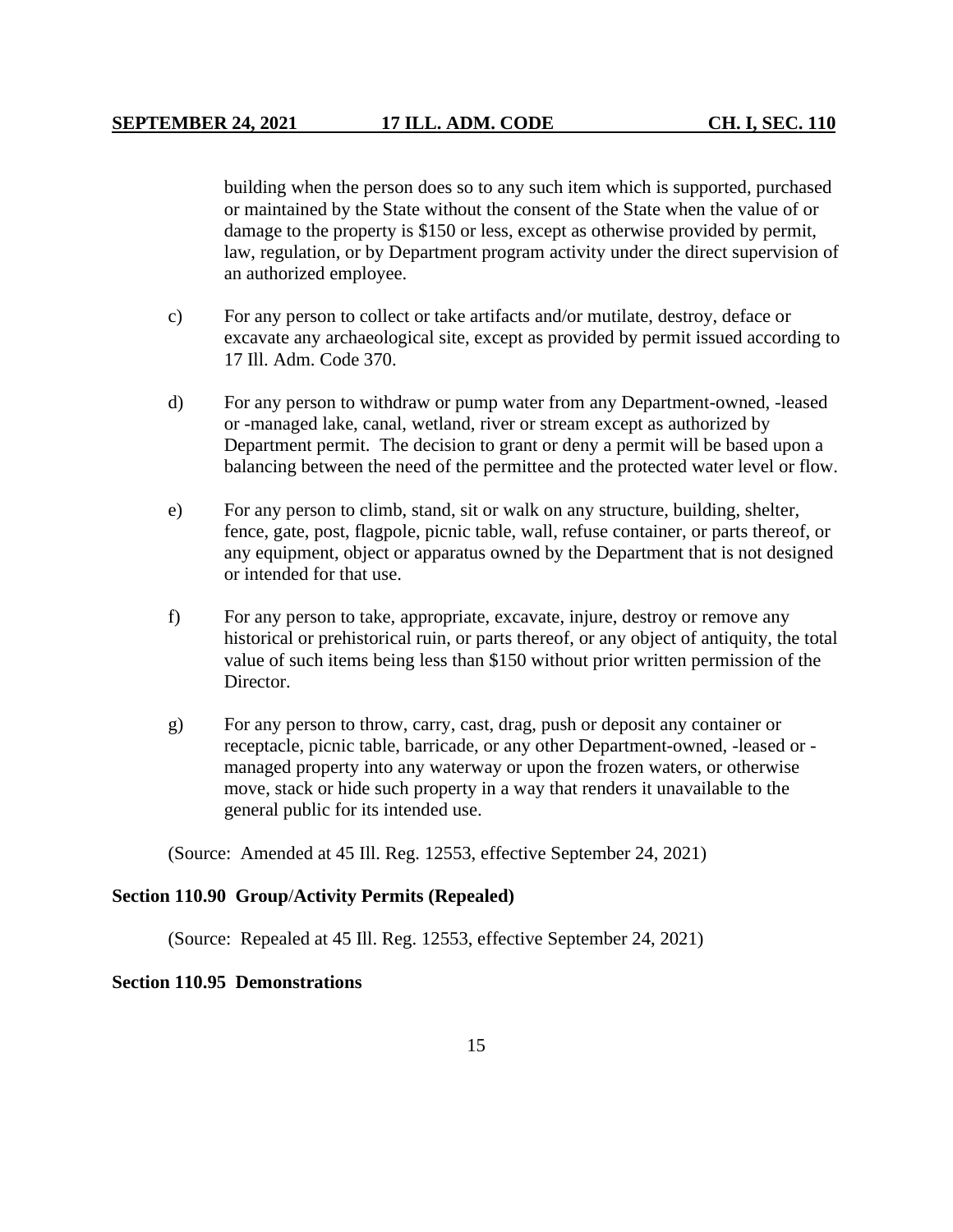building when the person does so to any such item which is supported, purchased or maintained by the State without the consent of the State when the value of or damage to the property is $150 or less, except as otherwise provided by permit, law, regulation, or by Department program activity under the direct supervision of an authorized employee.

c) For any person to collect or take artifacts and/or mutilate, destroy, deface or excavate any archaeological site, except as provided by permit issued according to 17 Ill. Adm. Code 370.

d) For any person to withdraw or pump water from any Department-owned, -leased or -managed lake, canal, wetland, river or stream except as authorized by Department permit. The decision to grant or deny a permit will be based upon a balancing between the need of the permittee and the protected water level or flow.

e) For any person to climb, stand, sit or walk on any structure, building, shelter, fence, gate, post, flagpole, picnic table, wall, refuse container, or parts thereof, or any equipment, object or apparatus owned by the Department that is not designed or intended for that use.

f) For any person to take, appropriate, excavate, injure, destroy or remove any historical or prehistorical ruin, or parts thereof, or any object of antiquity, the total value of such items being less than $150 without prior written permission of the Director.

g) For any person to throw, carry, cast, drag, push or deposit any container or receptacle, picnic table, barricade, or any other Department-owned, -leased or -managed property into any waterway or upon the frozen waters, or otherwise move, stack or hide such property in a way that renders it unavailable to the general public for its intended use.

(Source: Amended at 45 Ill. Reg. 12553, effective September 24, 2021)

**Section 110.90 Group/Activity Permits (Repealed)**

(Source: Repealed at 45 Ill. Reg. 12553, effective September 24, 2021)

**Section 110.95 Demonstrations**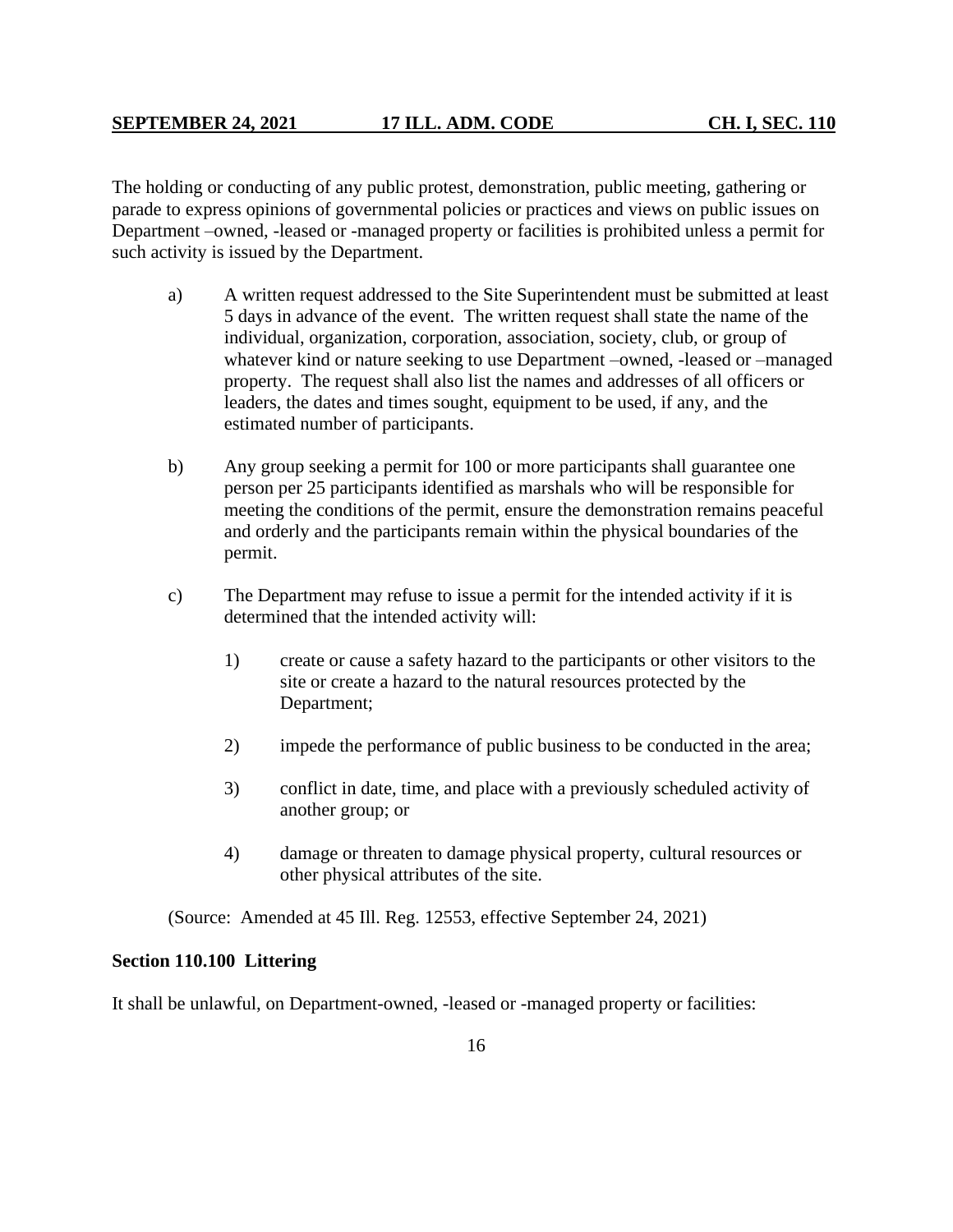The holding or conducting of any public protest, demonstration, public meeting, gathering or parade to express opinions of governmental policies or practices and views on public issues on Department –owned, -leased or -managed property or facilities is prohibited unless a permit for such activity is issued by the Department.

a) A written request addressed to the Site Superintendent must be submitted at least 5 days in advance of the event. The written request shall state the name of the individual, organization, corporation, association, society, club, or group of whatever kind or nature seeking to use Department –owned, -leased or –managed property. The request shall also list the names and addresses of all officers or leaders, the dates and times sought, equipment to be used, if any, and the estimated number of participants.

b) Any group seeking a permit for 100 or more participants shall guarantee one person per 25 participants identified as marshals who will be responsible for meeting the conditions of the permit, ensure the demonstration remains peaceful and orderly and the participants remain within the physical boundaries of the permit.

c) The Department may refuse to issue a permit for the intended activity if it is determined that the intended activity will:

1) create or cause a safety hazard to the participants or other visitors to the site or create a hazard to the natural resources protected by the Department;

2) impede the performance of public business to be conducted in the area;

3) conflict in date, time, and place with a previously scheduled activity of another group; or

4) damage or threaten to damage physical property, cultural resources or other physical attributes of the site.

(Source: Amended at 45 Ill. Reg. 12553, effective September 24, 2021)

**Section 110.100 Littering**

It shall be unlawful, on Department-owned, -leased or -managed property or facilities: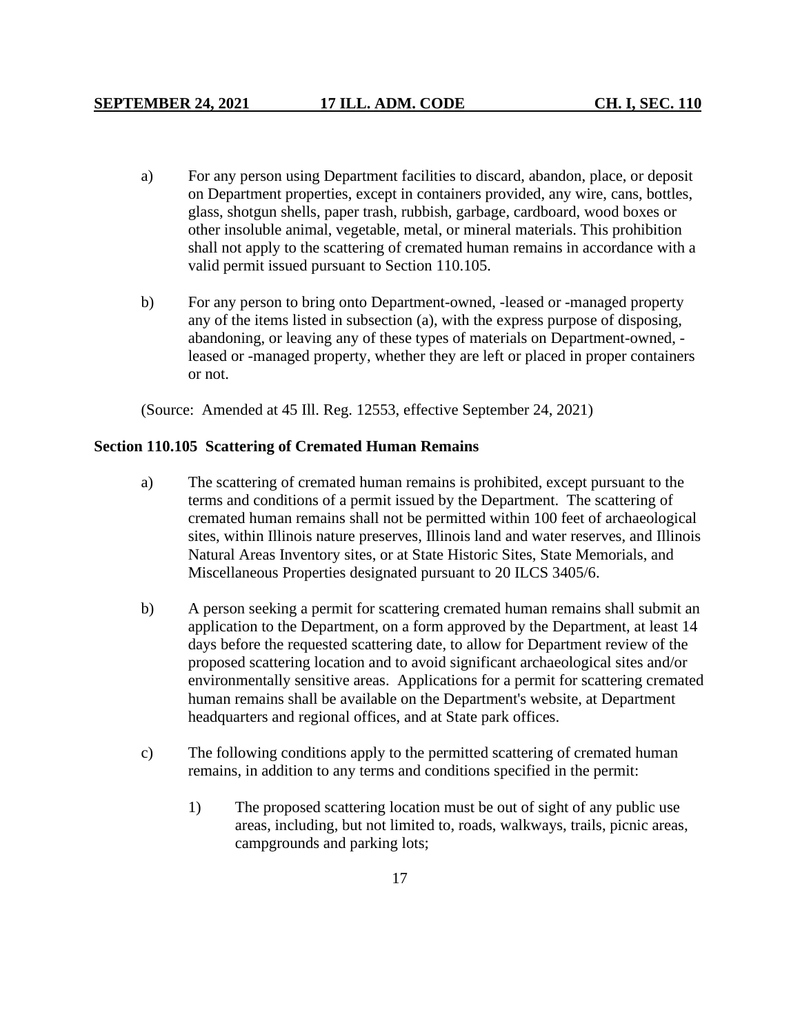a) For any person using Department facilities to discard, abandon, place, or deposit on Department properties, except in containers provided, any wire, cans, bottles, glass, shotgun shells, paper trash, rubbish, garbage, cardboard, wood boxes or other insoluble animal, vegetable, metal, or mineral materials. This prohibition shall not apply to the scattering of cremated human remains in accordance with a valid permit issued pursuant to Section 110.105.

b) For any person to bring onto Department-owned, -leased or -managed property any of the items listed in subsection (a), with the express purpose of disposing, abandoning, or leaving any of these types of materials on Department-owned, -leased or -managed property, whether they are left or placed in proper containers or not.

(Source: Amended at 45 Ill. Reg. 12553, effective September 24, 2021)

**Section 110.105 Scattering of Cremated Human Remains**

a) The scattering of cremated human remains is prohibited, except pursuant to the terms and conditions of a permit issued by the Department. The scattering of cremated human remains shall not be permitted within 100 feet of archaeological sites, within Illinois nature preserves, Illinois land and water reserves, and Illinois Natural Areas Inventory sites, or at State Historic Sites, State Memorials, and Miscellaneous Properties designated pursuant to 20 ILCS 3405/6.

b) A person seeking a permit for scattering cremated human remains shall submit an application to the Department, on a form approved by the Department, at least 14 days before the requested scattering date, to allow for Department review of the proposed scattering location and to avoid significant archaeological sites and/or environmentally sensitive areas. Applications for a permit for scattering cremated human remains shall be available on the Department's website, at Department headquarters and regional offices, and at State park offices.

c) The following conditions apply to the permitted scattering of cremated human remains, in addition to any terms and conditions specified in the permit:

   1) The proposed scattering location must be out of sight of any public use areas, including, but not limited to, roads, walkways, trails, picnic areas, campgrounds and parking lots;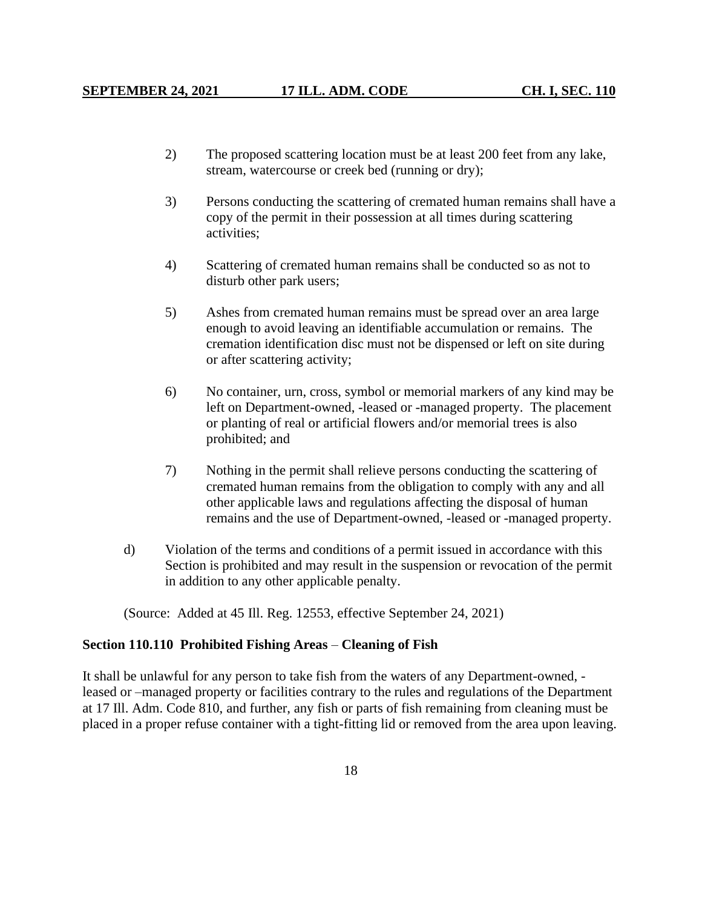2) The proposed scattering location must be at least 200 feet from any lake, stream, watercourse or creek bed (running or dry);

3) Persons conducting the scattering of cremated human remains shall have a copy of the permit in their possession at all times during scattering activities;

4) Scattering of cremated human remains shall be conducted so as not to disturb other park users;

5) Ashes from cremated human remains must be spread over an area large enough to avoid leaving an identifiable accumulation or remains. The cremation identification disc must not be dispensed or left on site during or after scattering activity;

6) No container, urn, cross, symbol or memorial markers of any kind may be left on Department-owned, -leased or -managed property. The placement or planting of real or artificial flowers and/or memorial trees is also prohibited; and

7) Nothing in the permit shall relieve persons conducting the scattering of cremated human remains from the obligation to comply with any and all other applicable laws and regulations affecting the disposal of human remains and the use of Department-owned, -leased or -managed property.

d) Violation of the terms and conditions of a permit issued in accordance with this Section is prohibited and may result in the suspension or revocation of the permit in addition to any other applicable penalty.

(Source: Added at 45 Ill. Reg. 12553, effective September 24, 2021)

**Section 110.110 Prohibited Fishing Areas – Cleaning of Fish**

It shall be unlawful for any person to take fish from the waters of any Department-owned, -leased or –managed property or facilities contrary to the rules and regulations of the Department at 17 Ill. Adm. Code 810, and further, any fish or parts of fish remaining from cleaning must be placed in a proper refuse container with a tight-fitting lid or removed from the area upon leaving.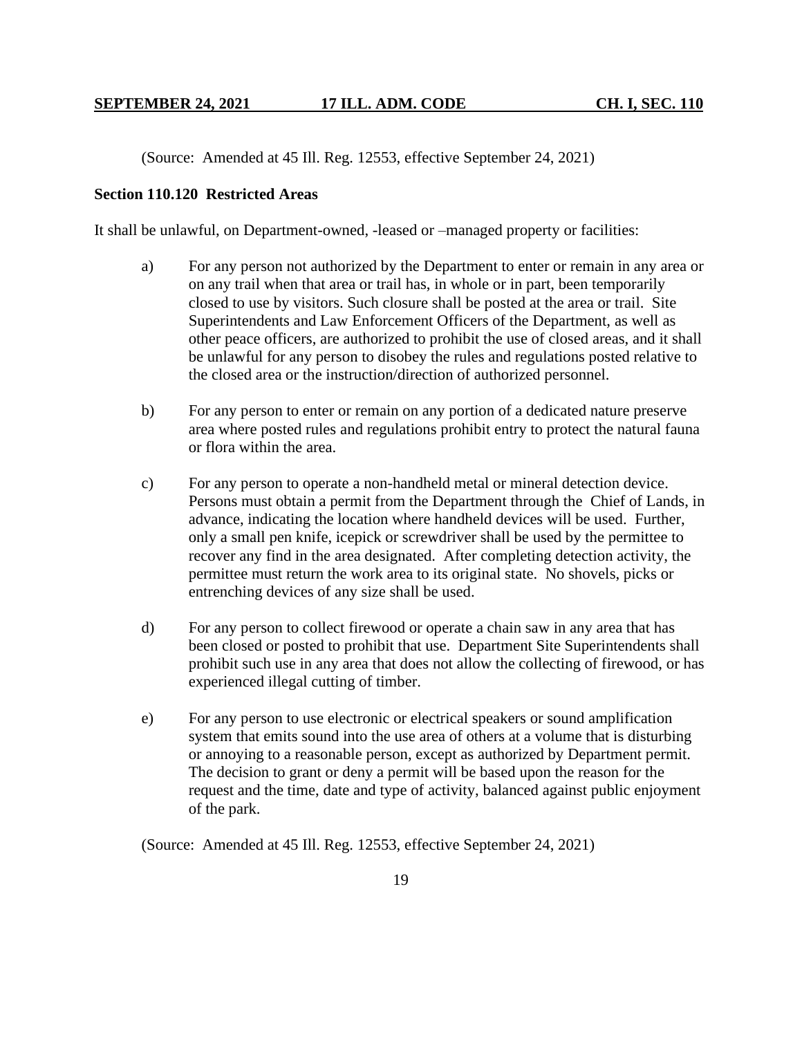(Source: Amended at 45 Ill. Reg. 12553, effective September 24, 2021)

**Section 110.120 Restricted Areas**

It shall be unlawful, on Department-owned, -leased or –managed property or facilities:

a) For any person not authorized by the Department to enter or remain in any area or on any trail when that area or trail has, in whole or in part, been temporarily closed to use by visitors. Such closure shall be posted at the area or trail. Site Superintendents and Law Enforcement Officers of the Department, as well as other peace officers, are authorized to prohibit the use of closed areas, and it shall be unlawful for any person to disobey the rules and regulations posted relative to the closed area or the instruction/direction of authorized personnel.

b) For any person to enter or remain on any portion of a dedicated nature preserve area where posted rules and regulations prohibit entry to protect the natural fauna or flora within the area.

c) For any person to operate a non-handheld metal or mineral detection device. Persons must obtain a permit from the Department through the Chief of Lands, in advance, indicating the location where handheld devices will be used. Further, only a small pen knife, icepick or screwdriver shall be used by the permittee to recover any find in the area designated. After completing detection activity, the permittee must return the work area to its original state. No shovels, picks or entrenching devices of any size shall be used.

d) For any person to collect firewood or operate a chain saw in any area that has been closed or posted to prohibit that use. Department Site Superintendents shall prohibit such use in any area that does not allow the collecting of firewood, or has experienced illegal cutting of timber.

e) For any person to use electronic or electrical speakers or sound amplification system that emits sound into the use area of others at a volume that is disturbing or annoying to a reasonable person, except as authorized by Department permit. The decision to grant or deny a permit will be based upon the reason for the request and the time, date and type of activity, balanced against public enjoyment of the park.

(Source: Amended at 45 Ill. Reg. 12553, effective September 24, 2021)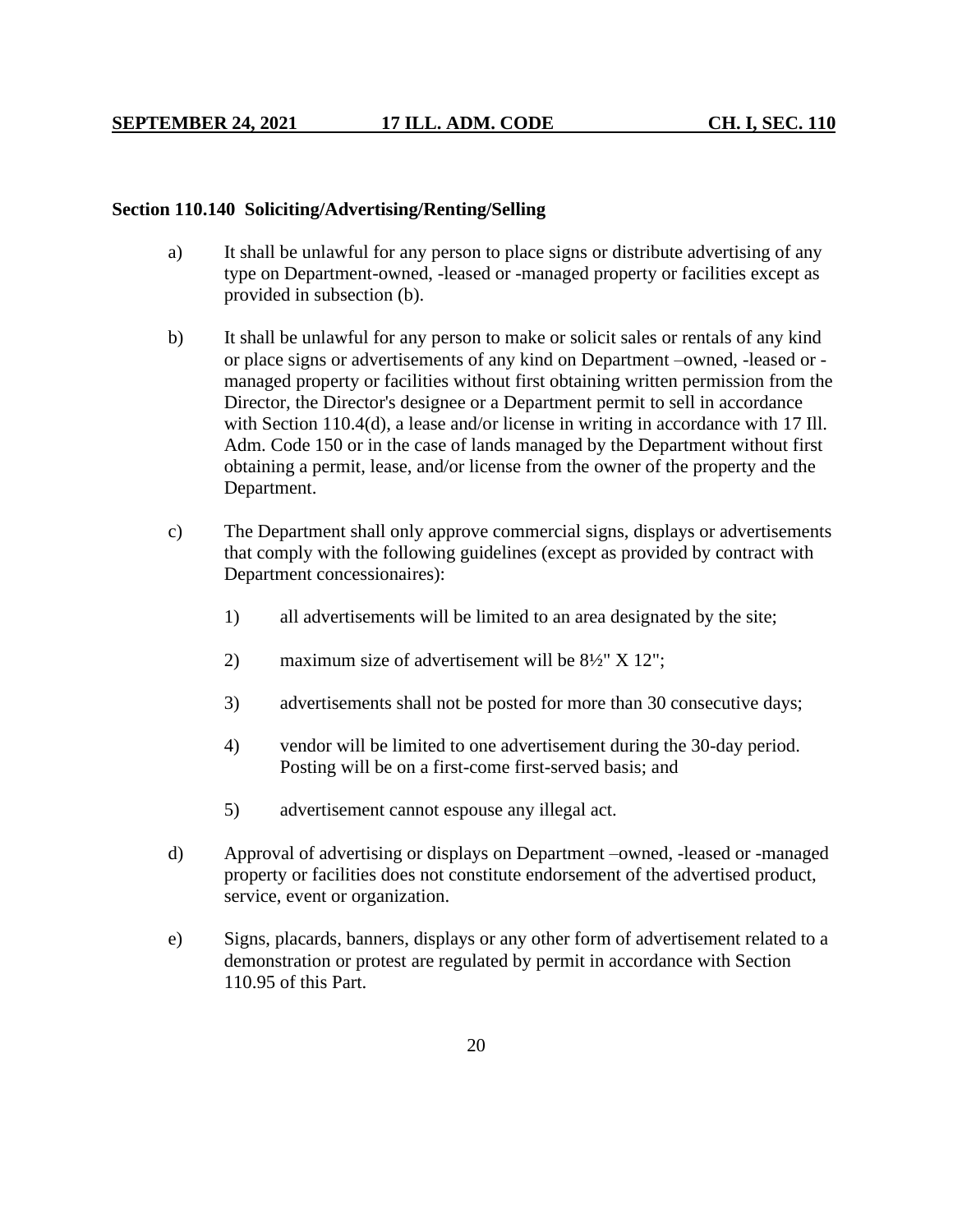**Section 110.140 Soliciting/Advertising/Renting/Selling**

a) It shall be unlawful for any person to place signs or distribute advertising of any type on Department-owned, -leased or -managed property or facilities except as provided in subsection (b).

b) It shall be unlawful for any person to make or solicit sales or rentals of any kind or place signs or advertisements of any kind on Department –owned, -leased or -managed property or facilities without first obtaining written permission from the Director, the Director's designee or a Department permit to sell in accordance with Section 110.4(d), a lease and/or license in writing in accordance with 17 Ill. Adm. Code 150 or in the case of lands managed by the Department without first obtaining a permit, lease, and/or license from the owner of the property and the Department.

c) The Department shall only approve commercial signs, displays or advertisements that comply with the following guidelines (except as provided by contract with Department concessionaires):

1) all advertisements will be limited to an area designated by the site;

2) maximum size of advertisement will be 8½" X 12";

3) advertisements shall not be posted for more than 30 consecutive days;

4) vendor will be limited to one advertisement during the 30-day period. Posting will be on a first-come first-served basis; and

5) advertisement cannot espouse any illegal act.

d) Approval of advertising or displays on Department –owned, -leased or -managed property or facilities does not constitute endorsement of the advertised product, service, event or organization.

e) Signs, placards, banners, displays or any other form of advertisement related to a demonstration or protest are regulated by permit in accordance with Section 110.95 of this Part.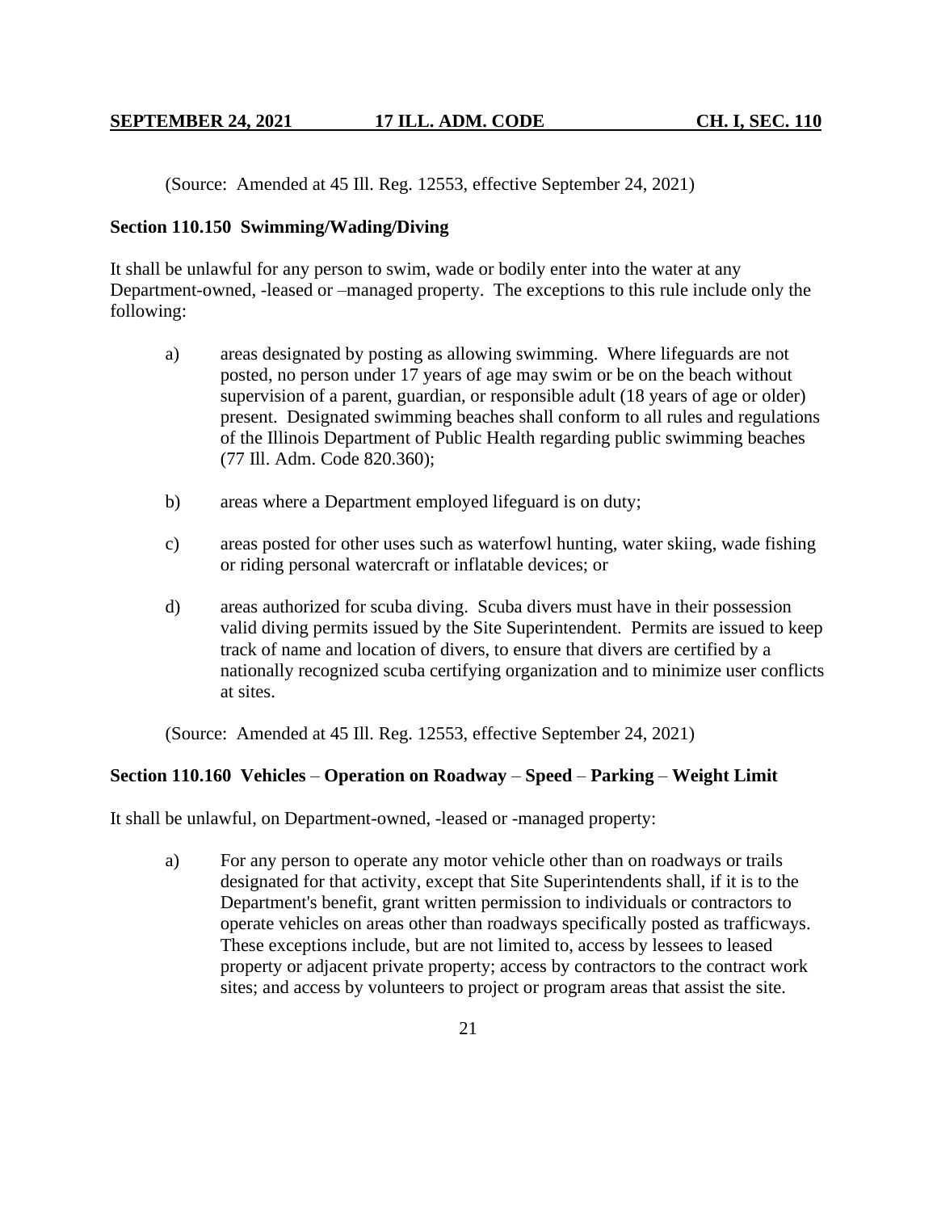(Source: Amended at 45 Ill. Reg. 12553, effective September 24, 2021)

**Section 110.150 Swimming/Wading/Diving**

It shall be unlawful for any person to swim, wade or bodily enter into the water at any Department-owned, -leased or –managed property. The exceptions to this rule include only the following:

a) areas designated by posting as allowing swimming. Where lifeguards are not posted, no person under 17 years of age may swim or be on the beach without supervision of a parent, guardian, or responsible adult (18 years of age or older) present. Designated swimming beaches shall conform to all rules and regulations of the Illinois Department of Public Health regarding public swimming beaches (77 Ill. Adm. Code 820.360);

b) areas where a Department employed lifeguard is on duty;

c) areas posted for other uses such as waterfowl hunting, water skiing, wade fishing or riding personal watercraft or inflatable devices; or

d) areas authorized for scuba diving. Scuba divers must have in their possession valid diving permits issued by the Site Superintendent. Permits are issued to keep track of name and location of divers, to ensure that divers are certified by a nationally recognized scuba certifying organization and to minimize user conflicts at sites.

(Source: Amended at 45 Ill. Reg. 12553, effective September 24, 2021)

**Section 110.160 Vehicles – Operation on Roadway – Speed – Parking – Weight Limit**

It shall be unlawful, on Department-owned, -leased or -managed property:

a) For any person to operate any motor vehicle other than on roadways or trails designated for that activity, except that Site Superintendents shall, if it is to the Department's benefit, grant written permission to individuals or contractors to operate vehicles on areas other than roadways specifically posted as trafficways. These exceptions include, but are not limited to, access by lessees to leased property or adjacent private property; access by contractors to the contract work sites; and access by volunteers to project or program areas that assist the site.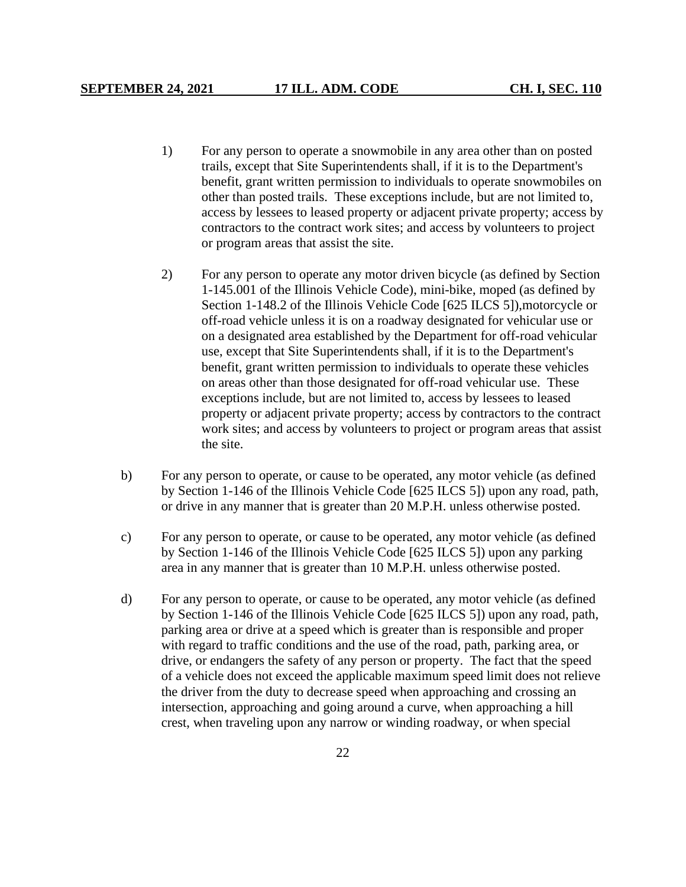1) For any person to operate a snowmobile in any area other than on posted trails, except that Site Superintendents shall, if it is to the Department's benefit, grant written permission to individuals to operate snowmobiles on other than posted trails. These exceptions include, but are not limited to, access by lessees to leased property or adjacent private property; access by contractors to the contract work sites; and access by volunteers to project or program areas that assist the site.

2) For any person to operate any motor driven bicycle (as defined by Section 1-145.001 of the Illinois Vehicle Code), mini-bike, moped (as defined by Section 1-148.2 of the Illinois Vehicle Code [625 ILCS 5]),motorcycle or off-road vehicle unless it is on a roadway designated for vehicular use or on a designated area established by the Department for off-road vehicular use, except that Site Superintendents shall, if it is to the Department's benefit, grant written permission to individuals to operate these vehicles on areas other than those designated for off-road vehicular use. These exceptions include, but are not limited to, access by lessees to leased property or adjacent private property; access by contractors to the contract work sites; and access by volunteers to project or program areas that assist the site.

b) For any person to operate, or cause to be operated, any motor vehicle (as defined by Section 1-146 of the Illinois Vehicle Code [625 ILCS 5]) upon any road, path, or drive in any manner that is greater than 20 M.P.H. unless otherwise posted.

c) For any person to operate, or cause to be operated, any motor vehicle (as defined by Section 1-146 of the Illinois Vehicle Code [625 ILCS 5]) upon any parking area in any manner that is greater than 10 M.P.H. unless otherwise posted.

d) For any person to operate, or cause to be operated, any motor vehicle (as defined by Section 1-146 of the Illinois Vehicle Code [625 ILCS 5]) upon any road, path, parking area or drive at a speed which is greater than is responsible and proper with regard to traffic conditions and the use of the road, path, parking area, or drive, or endangers the safety of any person or property. The fact that the speed of a vehicle does not exceed the applicable maximum speed limit does not relieve the driver from the duty to decrease speed when approaching and crossing an intersection, approaching and going around a curve, when approaching a hill crest, when traveling upon any narrow or winding roadway, or when special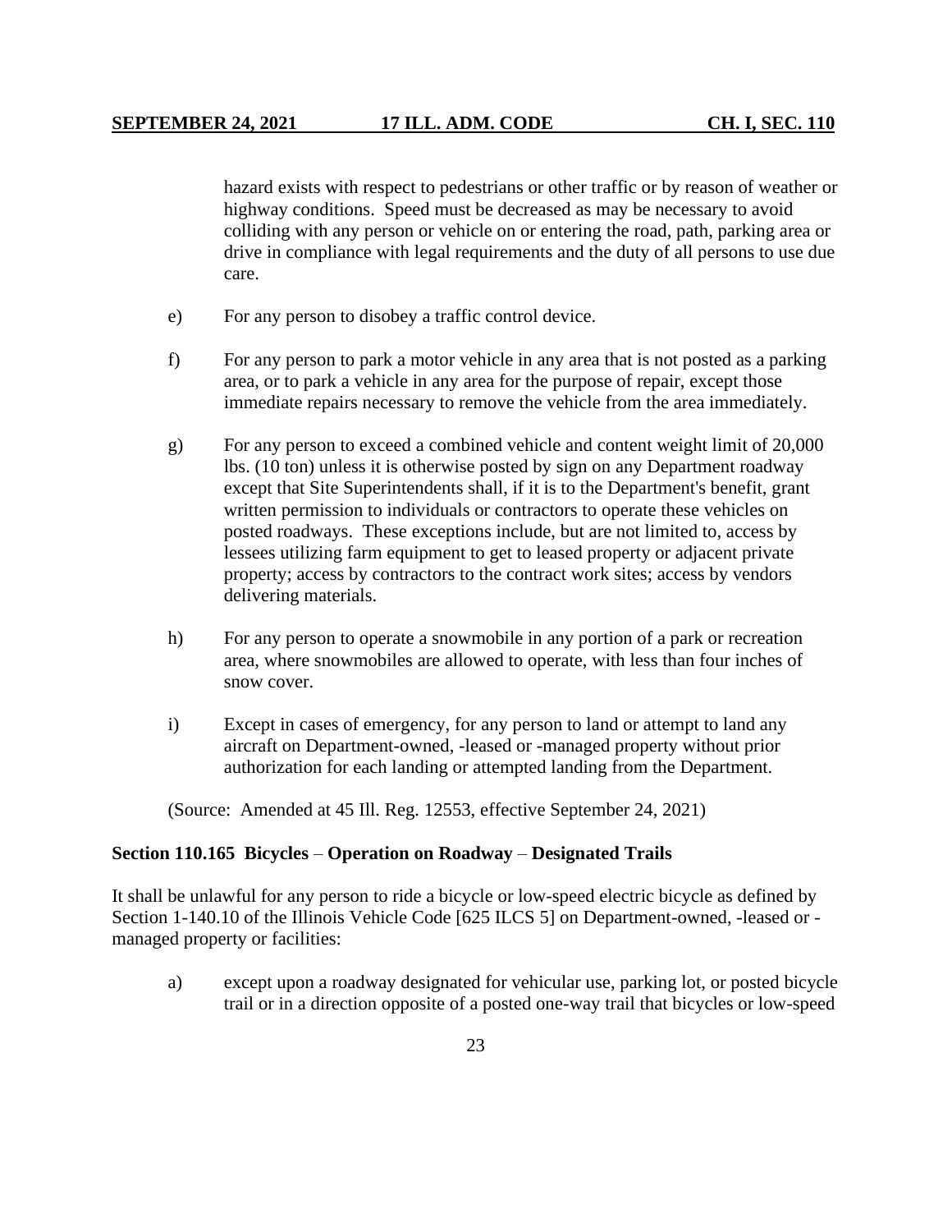hazard exists with respect to pedestrians or other traffic or by reason of weather or highway conditions. Speed must be decreased as may be necessary to avoid colliding with any person or vehicle on or entering the road, path, parking area or drive in compliance with legal requirements and the duty of all persons to use due care.

e) For any person to disobey a traffic control device.

f) For any person to park a motor vehicle in any area that is not posted as a parking area, or to park a vehicle in any area for the purpose of repair, except those immediate repairs necessary to remove the vehicle from the area immediately.

g) For any person to exceed a combined vehicle and content weight limit of 20,000 lbs. (10 ton) unless it is otherwise posted by sign on any Department roadway except that Site Superintendents shall, if it is to the Department's benefit, grant written permission to individuals or contractors to operate these vehicles on posted roadways. These exceptions include, but are not limited to, access by lessees utilizing farm equipment to get to leased property or adjacent private property; access by contractors to the contract work sites; access by vendors delivering materials.

h) For any person to operate a snowmobile in any portion of a park or recreation area, where snowmobiles are allowed to operate, with less than four inches of snow cover.

i) Except in cases of emergency, for any person to land or attempt to land any aircraft on Department-owned, -leased or -managed property without prior authorization for each landing or attempted landing from the Department.

(Source: Amended at 45 Ill. Reg. 12553, effective September 24, 2021)

**Section 110.165 Bicycles – Operation on Roadway – Designated Trails**

It shall be unlawful for any person to ride a bicycle or low-speed electric bicycle as defined by Section 1-140.10 of the Illinois Vehicle Code [625 ILCS 5] on Department-owned, -leased or -managed property or facilities:

a) except upon a roadway designated for vehicular use, parking lot, or posted bicycle trail or in a direction opposite of a posted one-way trail that bicycles or low-speed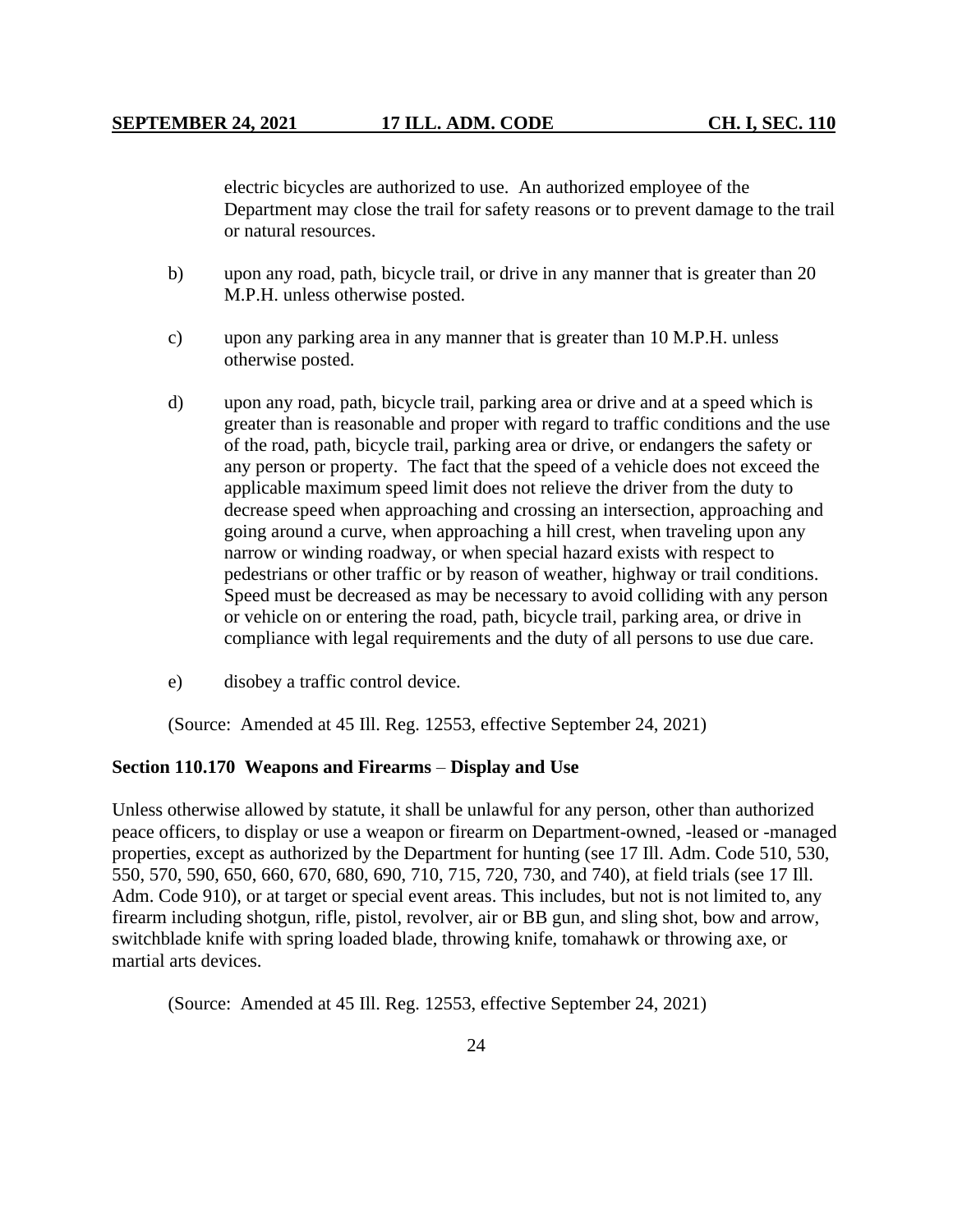electric bicycles are authorized to use. An authorized employee of the Department may close the trail for safety reasons or to prevent damage to the trail or natural resources.

b) upon any road, path, bicycle trail, or drive in any manner that is greater than 20 M.P.H. unless otherwise posted.

c) upon any parking area in any manner that is greater than 10 M.P.H. unless otherwise posted.

d) upon any road, path, bicycle trail, parking area or drive and at a speed which is greater than is reasonable and proper with regard to traffic conditions and the use of the road, path, bicycle trail, parking area or drive, or endangers the safety or any person or property. The fact that the speed of a vehicle does not exceed the applicable maximum speed limit does not relieve the driver from the duty to decrease speed when approaching and crossing an intersection, approaching and going around a curve, when approaching a hill crest, when traveling upon any narrow or winding roadway, or when special hazard exists with respect to pedestrians or other traffic or by reason of weather, highway or trail conditions. Speed must be decreased as may be necessary to avoid colliding with any person or vehicle on or entering the road, path, bicycle trail, parking area, or drive in compliance with legal requirements and the duty of all persons to use due care.

e) disobey a traffic control device.

(Source: Amended at 45 Ill. Reg. 12553, effective September 24, 2021)

**Section 110.170 Weapons and Firearms – Display and Use**

Unless otherwise allowed by statute, it shall be unlawful for any person, other than authorized peace officers, to display or use a weapon or firearm on Department-owned, -leased or -managed properties, except as authorized by the Department for hunting (see 17 Ill. Adm. Code 510, 530, 550, 570, 590, 650, 660, 670, 680, 690, 710, 715, 720, 730, and 740), at field trials (see 17 Ill. Adm. Code 910), or at target or special event areas. This includes, but not is not limited to, any firearm including shotgun, rifle, pistol, revolver, air or BB gun, and sling shot, bow and arrow, switchblade knife with spring loaded blade, throwing knife, tomahawk or throwing axe, or martial arts devices.

(Source: Amended at 45 Ill. Reg. 12553, effective September 24, 2021)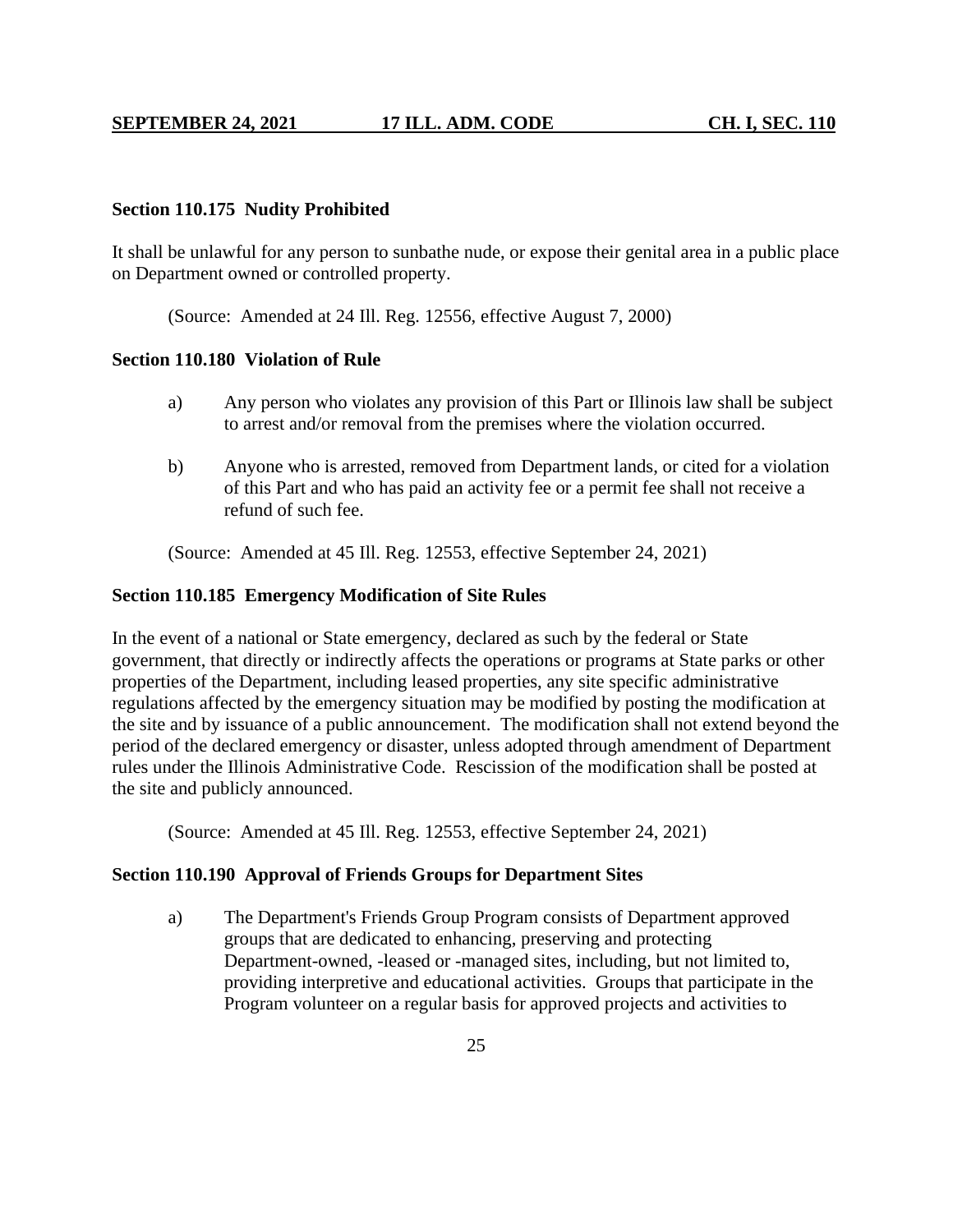**Section 110.175 Nudity Prohibited**

It shall be unlawful for any person to sunbathe nude, or expose their genital area in a public place on Department owned or controlled property.

(Source: Amended at 24 Ill. Reg. 12556, effective August 7, 2000)

**Section 110.180 Violation of Rule**

a) Any person who violates any provision of this Part or Illinois law shall be subject to arrest and/or removal from the premises where the violation occurred.

b) Anyone who is arrested, removed from Department lands, or cited for a violation of this Part and who has paid an activity fee or a permit fee shall not receive a refund of such fee.

(Source: Amended at 45 Ill. Reg. 12553, effective September 24, 2021)

**Section 110.185 Emergency Modification of Site Rules**

In the event of a national or State emergency, declared as such by the federal or State government, that directly or indirectly affects the operations or programs at State parks or other properties of the Department, including leased properties, any site specific administrative regulations affected by the emergency situation may be modified by posting the modification at the site and by issuance of a public announcement. The modification shall not extend beyond the period of the declared emergency or disaster, unless adopted through amendment of Department rules under the Illinois Administrative Code. Rescission of the modification shall be posted at the site and publicly announced.

(Source: Amended at 45 Ill. Reg. 12553, effective September 24, 2021)

**Section 110.190 Approval of Friends Groups for Department Sites**

a) The Department's Friends Group Program consists of Department approved groups that are dedicated to enhancing, preserving and protecting Department-owned, -leased or -managed sites, including, but not limited to, providing interpretive and educational activities. Groups that participate in the Program volunteer on a regular basis for approved projects and activities to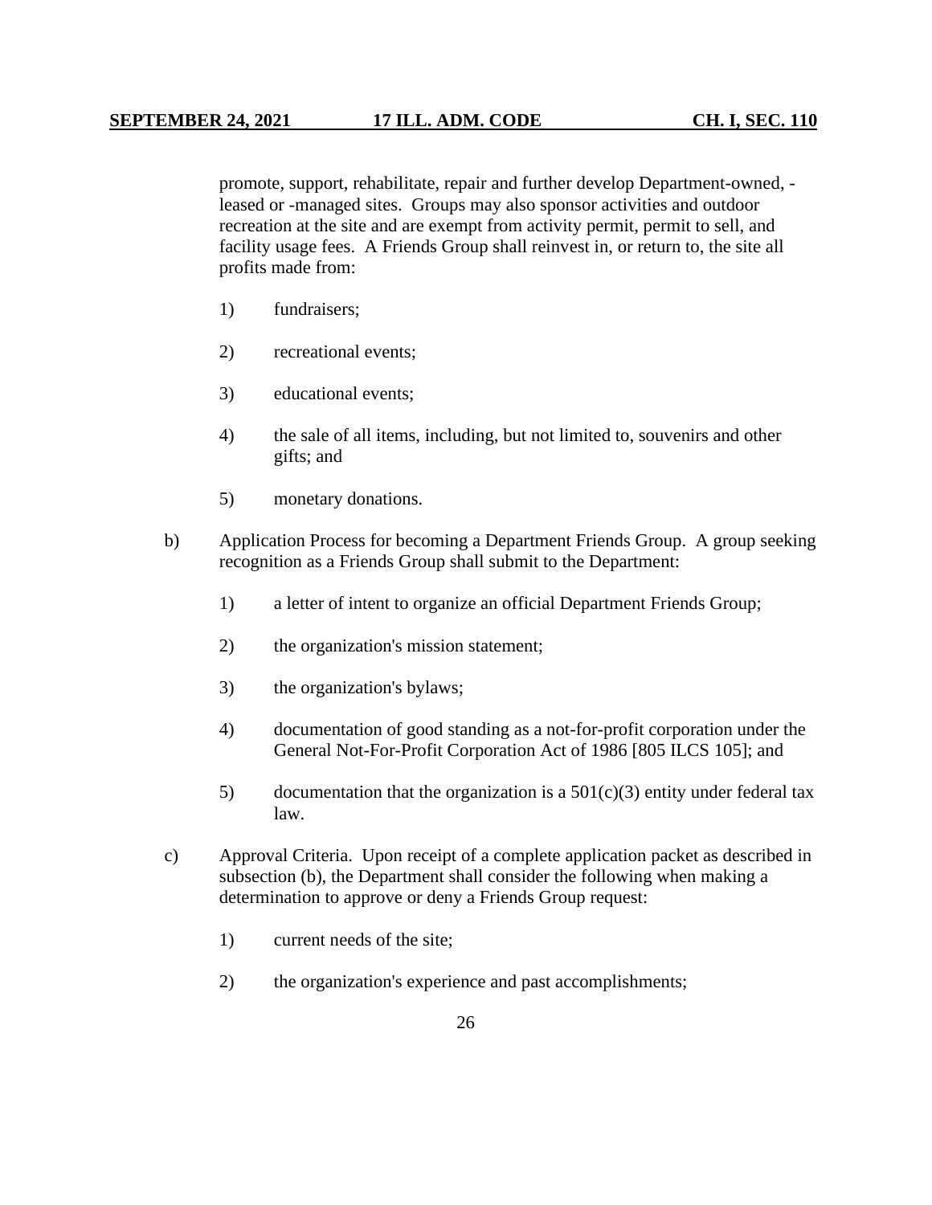promote, support, rehabilitate, repair and further develop Department-owned, -leased or -managed sites. Groups may also sponsor activities and outdoor recreation at the site and are exempt from activity permit, permit to sell, and facility usage fees. A Friends Group shall reinvest in, or return to, the site all profits made from:

1) fundraisers;

2) recreational events;

3) educational events;

4) the sale of all items, including, but not limited to, souvenirs and other gifts; and

5) monetary donations.

b) Application Process for becoming a Department Friends Group. A group seeking recognition as a Friends Group shall submit to the Department:

1) a letter of intent to organize an official Department Friends Group;

2) the organization's mission statement;

3) the organization's bylaws;

4) documentation of good standing as a not-for-profit corporation under the General Not-For-Profit Corporation Act of 1986 [805 ILCS 105]; and

5) documentation that the organization is a 501(c)(3) entity under federal tax law.

c) Approval Criteria. Upon receipt of a complete application packet as described in subsection (b), the Department shall consider the following when making a determination to approve or deny a Friends Group request:

1) current needs of the site;

2) the organization's experience and past accomplishments;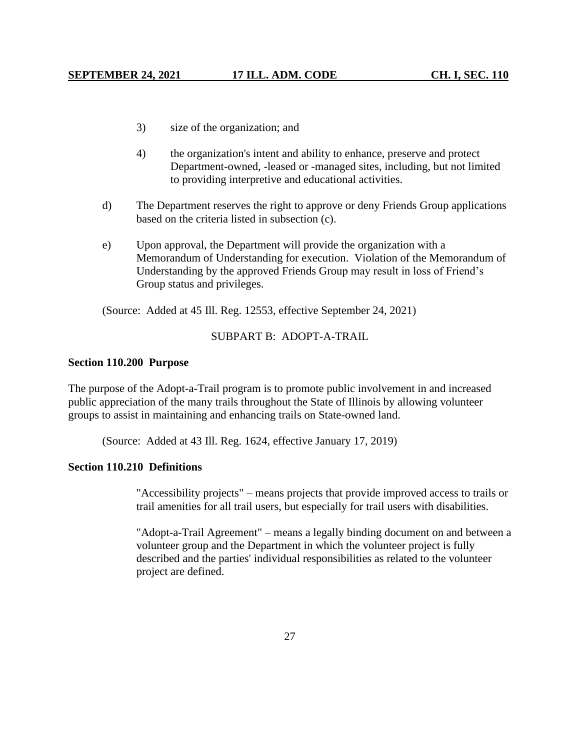3) size of the organization; and

4) the organization's intent and ability to enhance, preserve and protect Department-owned, -leased or -managed sites, including, but not limited to providing interpretive and educational activities.

d) The Department reserves the right to approve or deny Friends Group applications based on the criteria listed in subsection (c).

e) Upon approval, the Department will provide the organization with a Memorandum of Understanding for execution. Violation of the Memorandum of Understanding by the approved Friends Group may result in loss of Friend's Group status and privileges.

(Source: Added at 45 Ill. Reg. 12553, effective September 24, 2021)

SUBPART B: ADOPT-A-TRAIL

**Section 110.200 Purpose**

The purpose of the Adopt-a-Trail program is to promote public involvement in and increased public appreciation of the many trails throughout the State of Illinois by allowing volunteer groups to assist in maintaining and enhancing trails on State-owned land.

(Source: Added at 43 Ill. Reg. 1624, effective January 17, 2019)

**Section 110.210 Definitions**

"Accessibility projects" – means projects that provide improved access to trails or trail amenities for all trail users, but especially for trail users with disabilities.

"Adopt-a-Trail Agreement" – means a legally binding document on and between a volunteer group and the Department in which the volunteer project is fully described and the parties' individual responsibilities as related to the volunteer project are defined.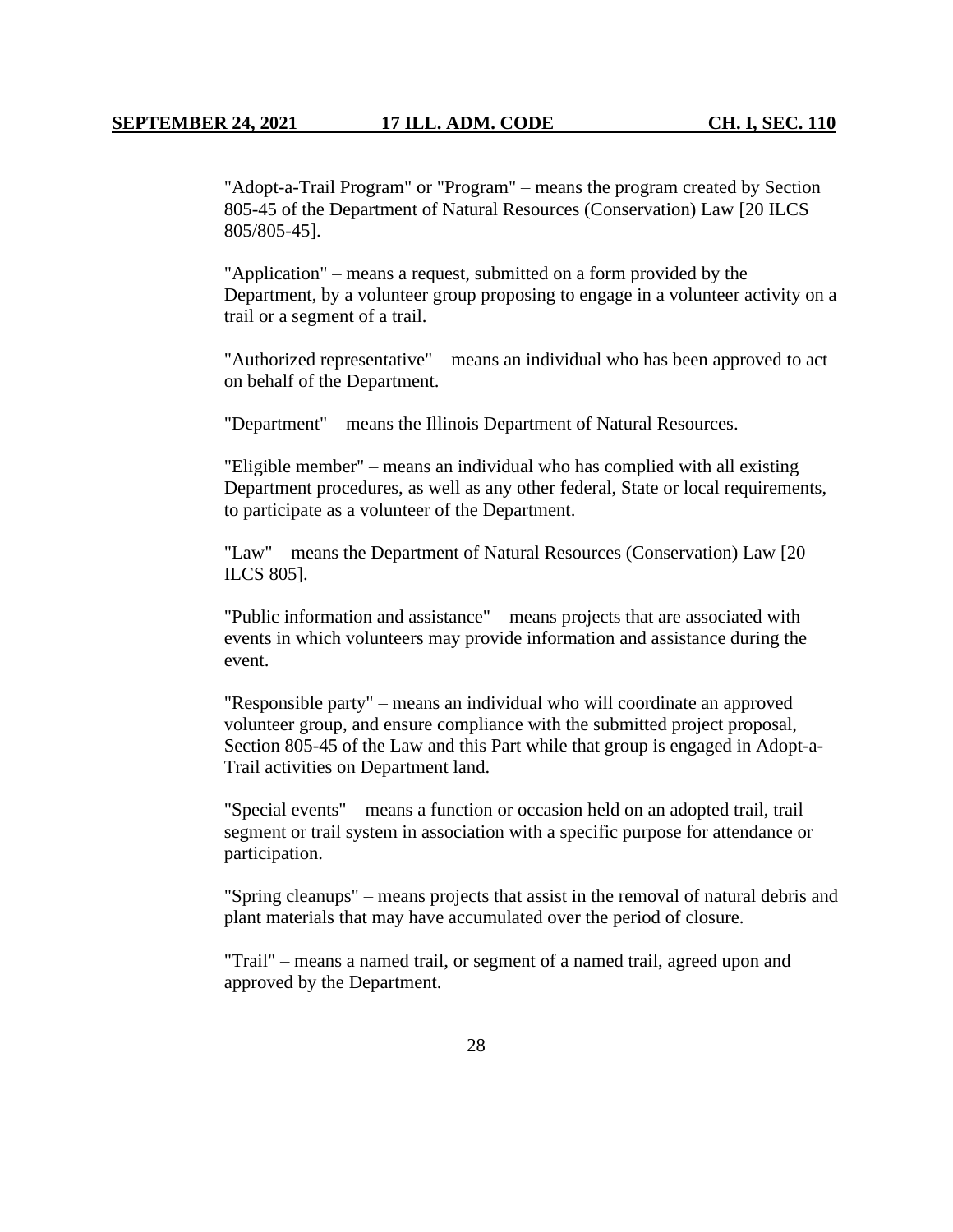"Adopt-a-Trail Program" or "Program" – means the program created by Section 805-45 of the Department of Natural Resources (Conservation) Law [20 ILCS 805/805-45].

"Application" – means a request, submitted on a form provided by the Department, by a volunteer group proposing to engage in a volunteer activity on a trail or a segment of a trail.

"Authorized representative" – means an individual who has been approved to act on behalf of the Department.

"Department" – means the Illinois Department of Natural Resources.

"Eligible member" – means an individual who has complied with all existing Department procedures, as well as any other federal, State or local requirements, to participate as a volunteer of the Department.

"Law" – means the Department of Natural Resources (Conservation) Law [20 ILCS 805].

"Public information and assistance" – means projects that are associated with events in which volunteers may provide information and assistance during the event.

"Responsible party" – means an individual who will coordinate an approved volunteer group, and ensure compliance with the submitted project proposal, Section 805-45 of the Law and this Part while that group is engaged in Adopt-a-Trail activities on Department land.

"Special events" – means a function or occasion held on an adopted trail, trail segment or trail system in association with a specific purpose for attendance or participation.

"Spring cleanups" – means projects that assist in the removal of natural debris and plant materials that may have accumulated over the period of closure.

"Trail" – means a named trail, or segment of a named trail, agreed upon and approved by the Department.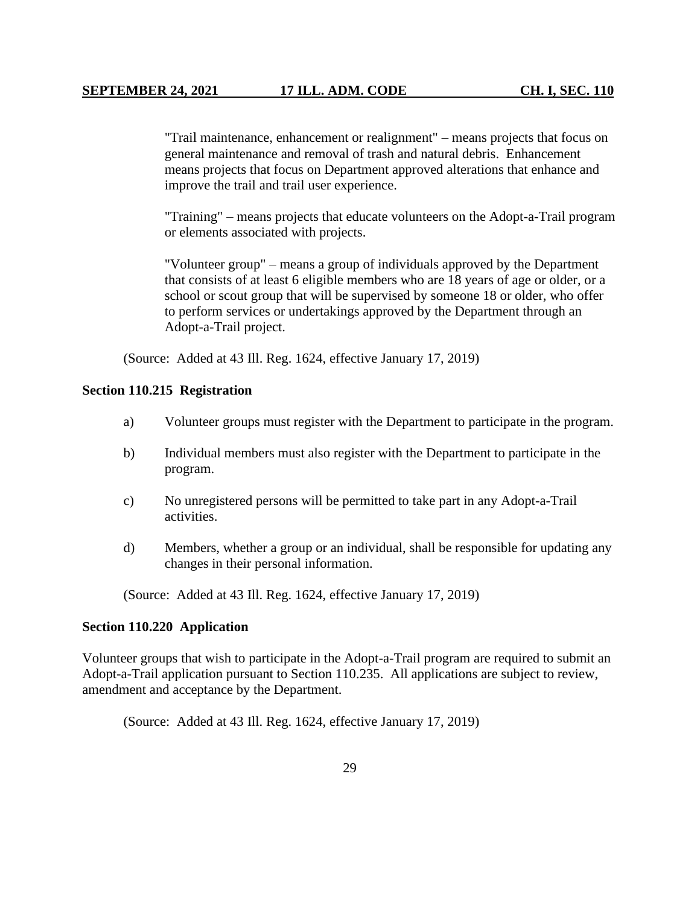"Trail maintenance, enhancement or realignment" – means projects that focus on general maintenance and removal of trash and natural debris. Enhancement means projects that focus on Department approved alterations that enhance and improve the trail and trail user experience.

"Training" – means projects that educate volunteers on the Adopt-a-Trail program or elements associated with projects.

"Volunteer group" – means a group of individuals approved by the Department that consists of at least 6 eligible members who are 18 years of age or older, or a school or scout group that will be supervised by someone 18 or older, who offer to perform services or undertakings approved by the Department through an Adopt-a-Trail project.

(Source: Added at 43 Ill. Reg. 1624, effective January 17, 2019)

**Section 110.215 Registration**

a) Volunteer groups must register with the Department to participate in the program.

b) Individual members must also register with the Department to participate in the program.

c) No unregistered persons will be permitted to take part in any Adopt-a-Trail activities.

d) Members, whether a group or an individual, shall be responsible for updating any changes in their personal information.

(Source: Added at 43 Ill. Reg. 1624, effective January 17, 2019)

**Section 110.220 Application**

Volunteer groups that wish to participate in the Adopt-a-Trail program are required to submit an Adopt-a-Trail application pursuant to Section 110.235. All applications are subject to review, amendment and acceptance by the Department.

(Source: Added at 43 Ill. Reg. 1624, effective January 17, 2019)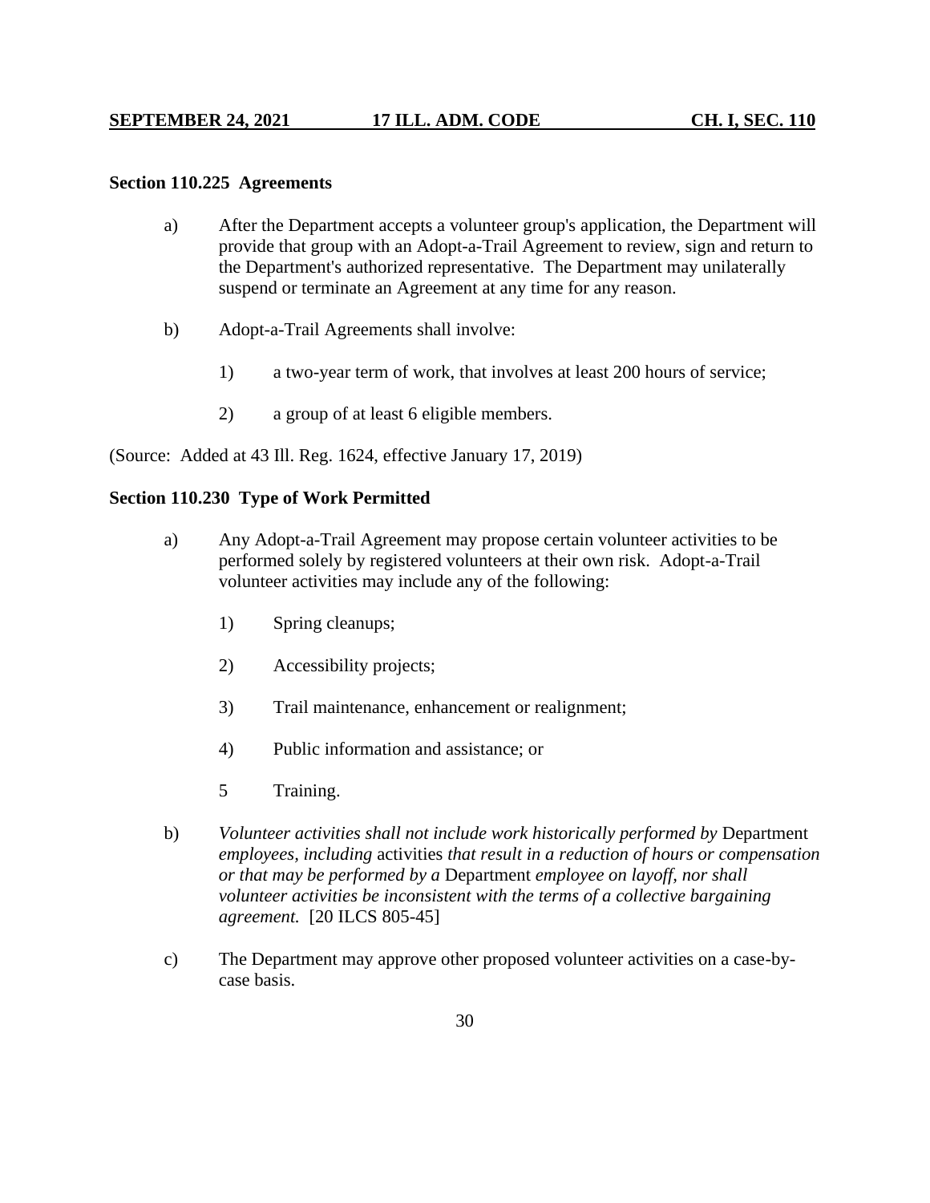**Section 110.225 Agreements**

a) After the Department accepts a volunteer group's application, the Department will provide that group with an Adopt-a-Trail Agreement to review, sign and return to the Department's authorized representative. The Department may unilaterally suspend or terminate an Agreement at any time for any reason.

b) Adopt-a-Trail Agreements shall involve:

1) a two-year term of work, that involves at least 200 hours of service;

2) a group of at least 6 eligible members.

(Source: Added at 43 Ill. Reg. 1624, effective January 17, 2019)

**Section 110.230 Type of Work Permitted**

a) Any Adopt-a-Trail Agreement may propose certain volunteer activities to be performed solely by registered volunteers at their own risk. Adopt-a-Trail volunteer activities may include any of the following:

1) Spring cleanups;

2) Accessibility projects;

3) Trail maintenance, enhancement or realignment;

4) Public information and assistance; or

5 Training.

b) *Volunteer activities shall not include work historically performed by* Department *employees, including* activities *that result in a reduction of hours or compensation or that may be performed by a* Department *employee on layoff, nor shall volunteer activities be inconsistent with the terms of a collective bargaining agreement.* [20 ILCS 805-45]

c) The Department may approve other proposed volunteer activities on a case-by-case basis.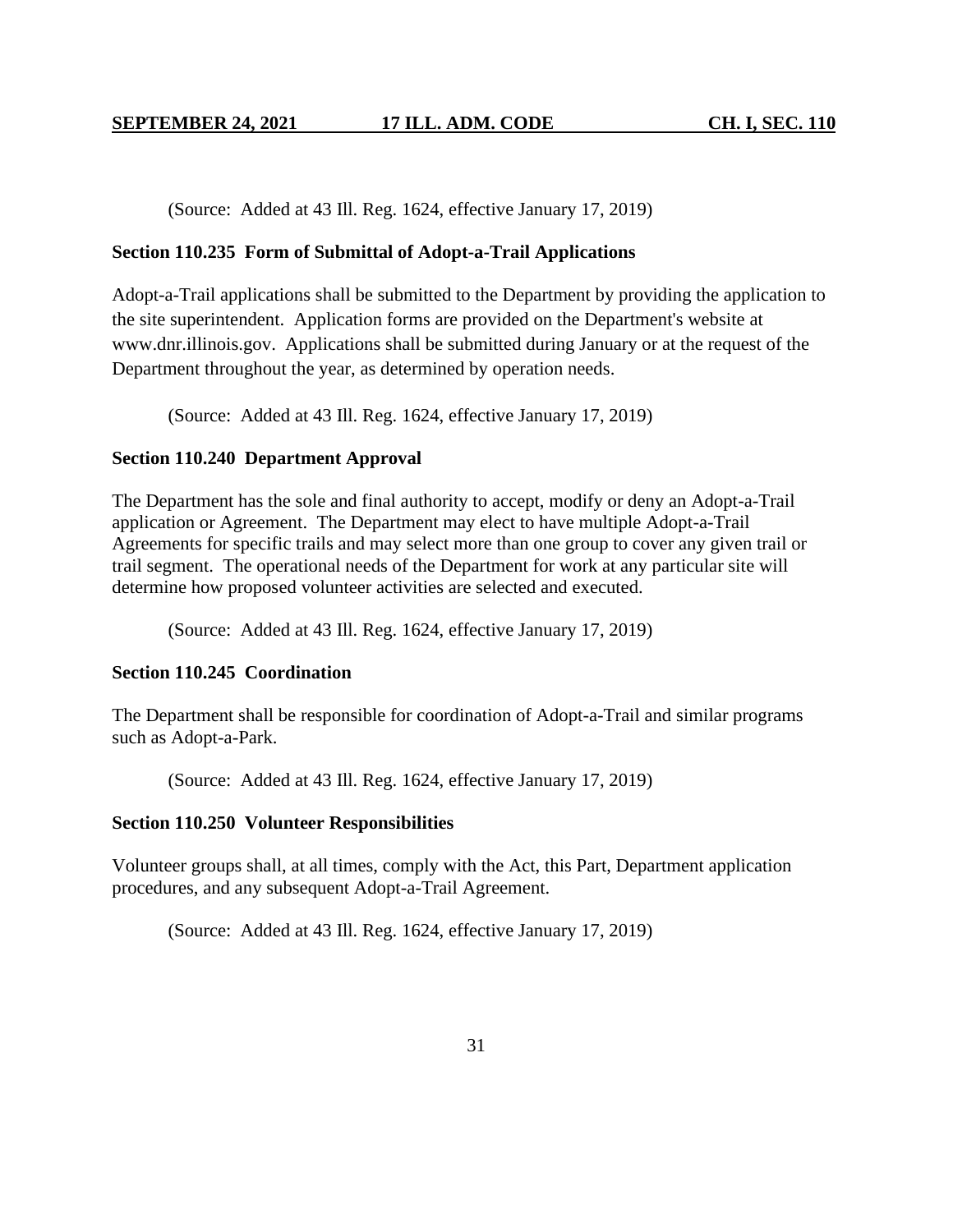(Source: Added at 43 Ill. Reg. 1624, effective January 17, 2019)

**Section 110.235 Form of Submittal of Adopt-a-Trail Applications**

Adopt-a-Trail applications shall be submitted to the Department by providing the application to the site superintendent. Application forms are provided on the Department's website at www.dnr.illinois.gov. Applications shall be submitted during January or at the request of the Department throughout the year, as determined by operation needs.

(Source: Added at 43 Ill. Reg. 1624, effective January 17, 2019)

**Section 110.240 Department Approval**

The Department has the sole and final authority to accept, modify or deny an Adopt-a-Trail application or Agreement. The Department may elect to have multiple Adopt-a-Trail Agreements for specific trails and may select more than one group to cover any given trail or trail segment. The operational needs of the Department for work at any particular site will determine how proposed volunteer activities are selected and executed.

(Source: Added at 43 Ill. Reg. 1624, effective January 17, 2019)

**Section 110.245 Coordination**

The Department shall be responsible for coordination of Adopt-a-Trail and similar programs such as Adopt-a-Park.

(Source: Added at 43 Ill. Reg. 1624, effective January 17, 2019)

**Section 110.250 Volunteer Responsibilities**

Volunteer groups shall, at all times, comply with the Act, this Part, Department application procedures, and any subsequent Adopt-a-Trail Agreement.

(Source: Added at 43 Ill. Reg. 1624, effective January 17, 2019)